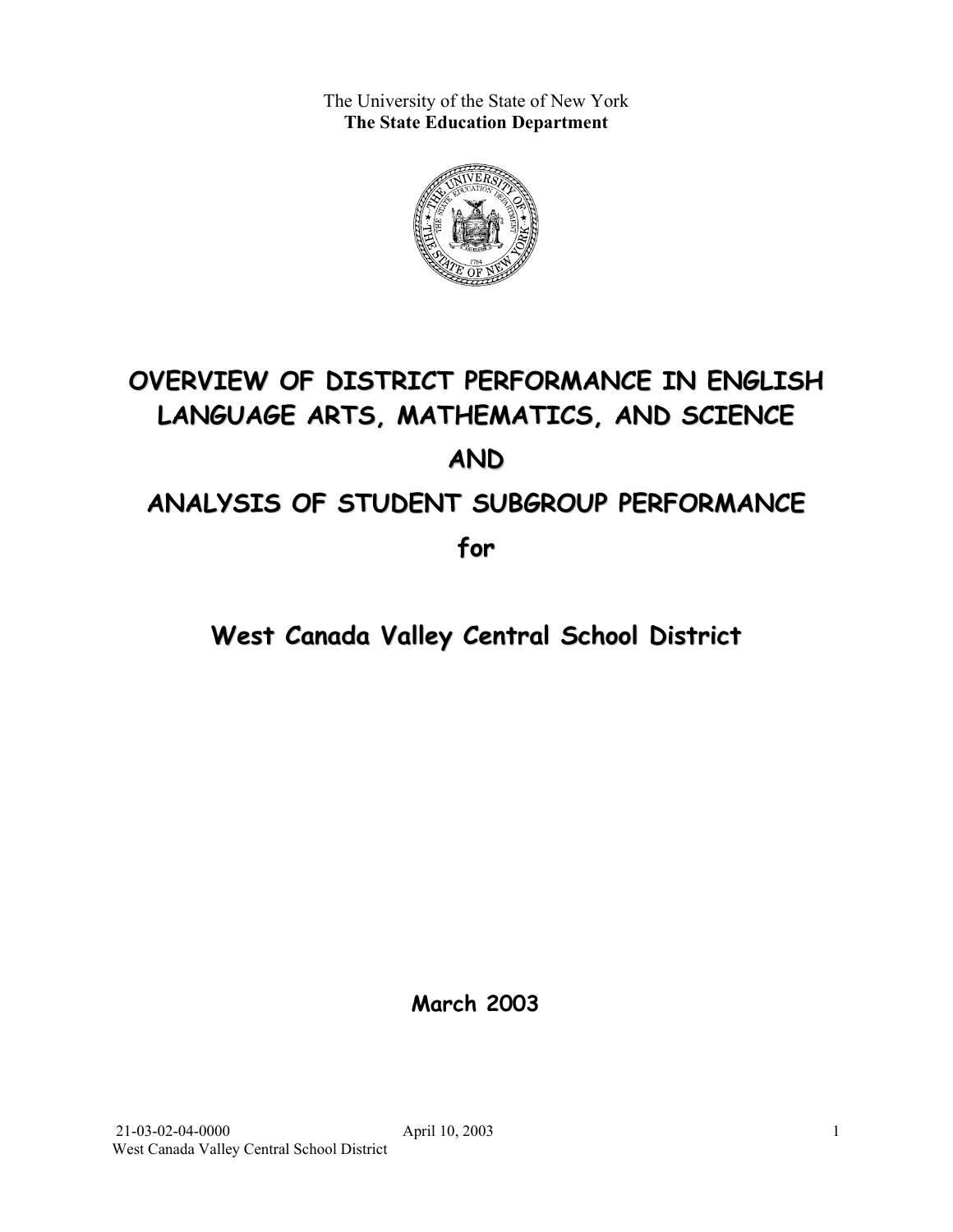The University of the State of New York
**The State Education Department**

# OVERVIEW OF DISTRICT PERFORMANCE IN ENGLISH LANGUAGE ARTS, MATHEMATICS, AND SCIENCE

# AND

# ANALYSIS OF STUDENT SUBGROUP PERFORMANCE

# for

## West Canada Valley Central School District

**March 2003**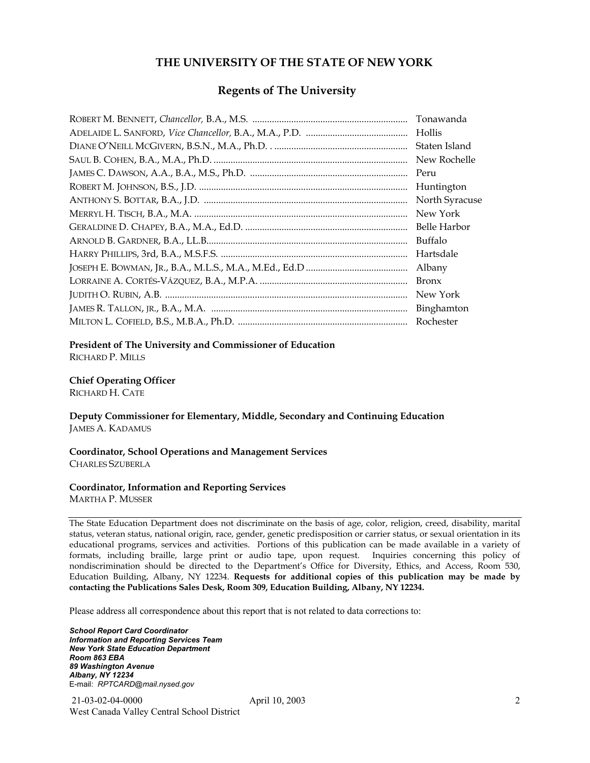# THE UNIVERSITY OF THE STATE OF NEW YORK

## Regents of The University

| | |
|---|---|
| ROBERT M. BENNETT, *Chancellor,* B.A., M.S. | Tonawanda |
| ADELAIDE L. SANFORD, *Vice Chancellor,* B.A., M.A., P.D. | Hollis |
| DIANE O'NEILL MCGIVERN, B.S.N., M.A., Ph.D. | Staten Island |
| SAUL B. COHEN, B.A., M.A., Ph.D. | New Rochelle |
| JAMES C. DAWSON, A.A., B.A., M.S., Ph.D. | Peru |
| ROBERT M. JOHNSON, B.S., J.D. | Huntington |
| ANTHONY S. BOTTAR, B.A., J.D. | North Syracuse |
| MERRYL H. TISCH, B.A., M.A. | New York |
| GERALDINE D. CHAPEY, B.A., M.A., Ed.D. | Belle Harbor |
| ARNOLD B. GARDNER, B.A., LL.B. | Buffalo |
| HARRY PHILLIPS, 3rd, B.A., M.S.F.S. | Hartsdale |
| JOSEPH E. BOWMAN, JR., B.A., M.L.S., M.A., M.Ed., Ed.D | Albany |
| LORRAINE A. CORTÉS-VÁZQUEZ, B.A., M.P.A. | Bronx |
| JUDITH O. RUBIN, A.B. | New York |
| JAMES R. TALLON, JR., B.A., M.A. | Binghamton |
| MILTON L. COFIELD, B.S., M.B.A., Ph.D. | Rochester |

**President of The University and Commissioner of Education**
RICHARD P. MILLS

**Chief Operating Officer**
RICHARD H. CATE

**Deputy Commissioner for Elementary, Middle, Secondary and Continuing Education**
JAMES A. KADAMUS

**Coordinator, School Operations and Management Services**
CHARLES SZUBERLA

**Coordinator, Information and Reporting Services**
MARTHA P. MUSSER

---

The State Education Department does not discriminate on the basis of age, color, religion, creed, disability, marital status, veteran status, national origin, race, gender, genetic predisposition or carrier status, or sexual orientation in its educational programs, services and activities. Portions of this publication can be made available in a variety of formats, including braille, large print or audio tape, upon request. Inquiries concerning this policy of nondiscrimination should be directed to the Department's Office for Diversity, Ethics, and Access, Room 530, Education Building, Albany, NY 12234. **Requests for additional copies of this publication may be made by contacting the Publications Sales Desk, Room 309, Education Building, Albany, NY 12234.**

Please address all correspondence about this report that is not related to data corrections to:

***School Report Card Coordinator***
***Information and Reporting Services Team***
***New York State Education Department***
***Room 863 EBA***
***89 Washington Avenue***
***Albany, NY 12234***
E-mail: *RPTCARD@mail.nysed.gov*

21-03-02-04-0000 April 10, 2003
West Canada Valley Central School District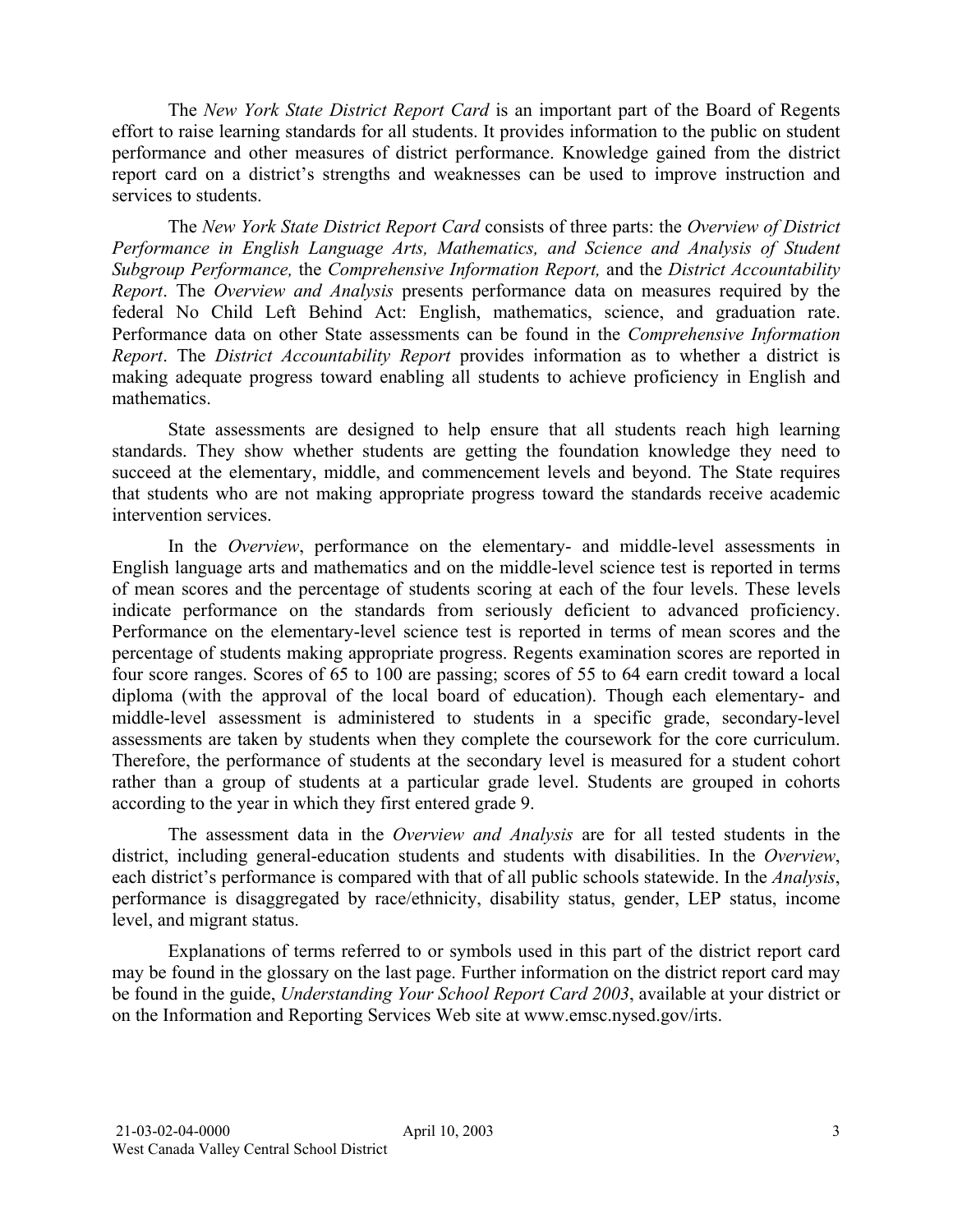The *New York State District Report Card* is an important part of the Board of Regents effort to raise learning standards for all students. It provides information to the public on student performance and other measures of district performance. Knowledge gained from the district report card on a district's strengths and weaknesses can be used to improve instruction and services to students.

The *New York State District Report Card* consists of three parts: the *Overview of District Performance in English Language Arts, Mathematics, and Science and Analysis of Student Subgroup Performance,* the *Comprehensive Information Report,* and the *District Accountability Report*. The *Overview and Analysis* presents performance data on measures required by the federal No Child Left Behind Act: English, mathematics, science, and graduation rate. Performance data on other State assessments can be found in the *Comprehensive Information Report*. The *District Accountability Report* provides information as to whether a district is making adequate progress toward enabling all students to achieve proficiency in English and mathematics.

State assessments are designed to help ensure that all students reach high learning standards. They show whether students are getting the foundation knowledge they need to succeed at the elementary, middle, and commencement levels and beyond. The State requires that students who are not making appropriate progress toward the standards receive academic intervention services.

In the *Overview*, performance on the elementary- and middle-level assessments in English language arts and mathematics and on the middle-level science test is reported in terms of mean scores and the percentage of students scoring at each of the four levels. These levels indicate performance on the standards from seriously deficient to advanced proficiency. Performance on the elementary-level science test is reported in terms of mean scores and the percentage of students making appropriate progress. Regents examination scores are reported in four score ranges. Scores of 65 to 100 are passing; scores of 55 to 64 earn credit toward a local diploma (with the approval of the local board of education). Though each elementary- and middle-level assessment is administered to students in a specific grade, secondary-level assessments are taken by students when they complete the coursework for the core curriculum. Therefore, the performance of students at the secondary level is measured for a student cohort rather than a group of students at a particular grade level. Students are grouped in cohorts according to the year in which they first entered grade 9.

The assessment data in the *Overview and Analysis* are for all tested students in the district, including general-education students and students with disabilities. In the *Overview*, each district's performance is compared with that of all public schools statewide. In the *Analysis*, performance is disaggregated by race/ethnicity, disability status, gender, LEP status, income level, and migrant status.

Explanations of terms referred to or symbols used in this part of the district report card may be found in the glossary on the last page. Further information on the district report card may be found in the guide, *Understanding Your School Report Card 2003*, available at your district or on the Information and Reporting Services Web site at www.emsc.nysed.gov/irts.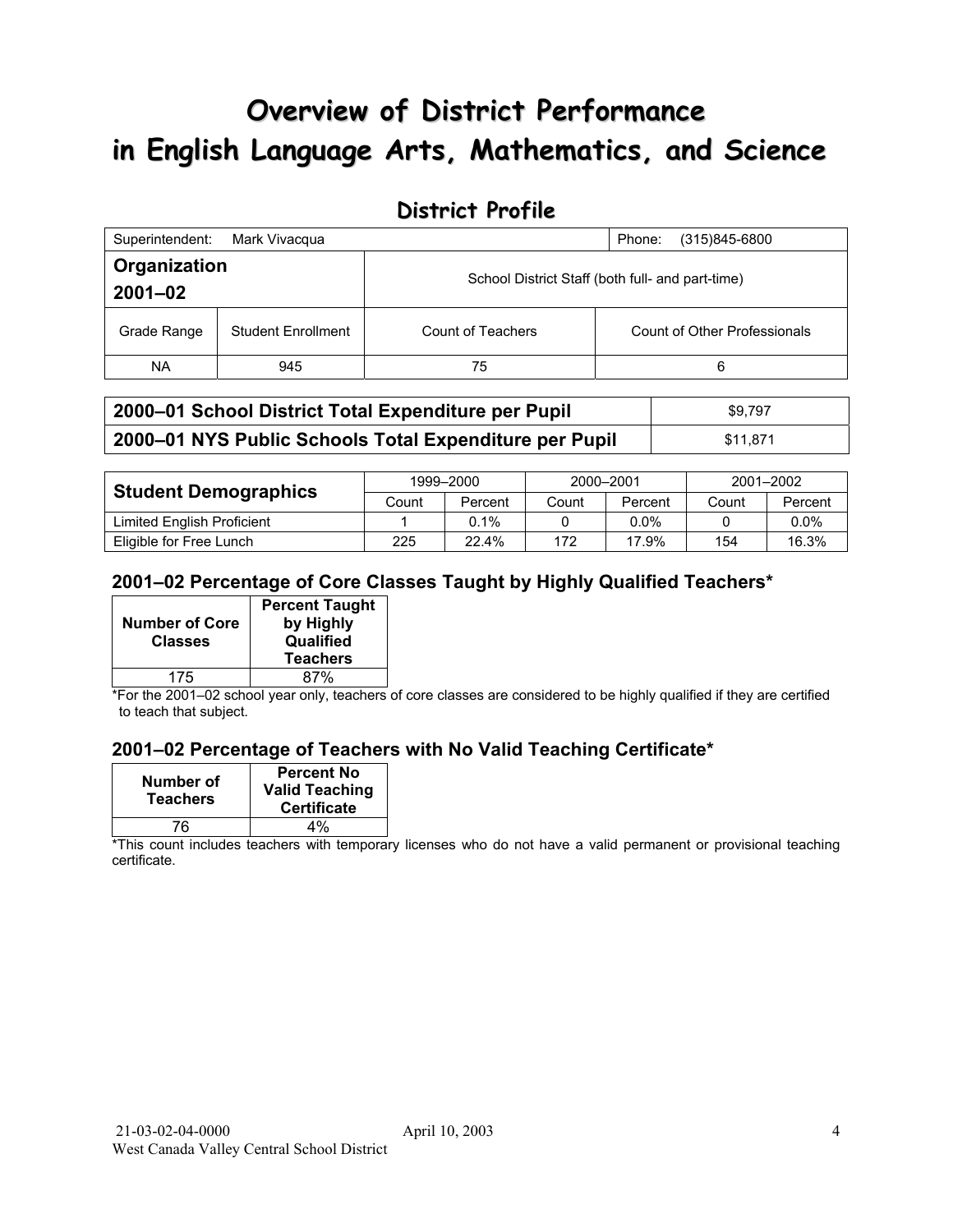# Overview of District Performance in English Language Arts, Mathematics, and Science

## District Profile

| Superintendent: Mark Vivacqua | | | Phone: (315)845-6800 |
|---|---|---|---|
| **Organization 2001–02** | | School District Staff (both full- and part-time) | |
| Grade Range | Student Enrollment | Count of Teachers | Count of Other Professionals |
| NA | 945 | 75 | 6 |

| | |
|---|---|
| **2000–01 School District Total Expenditure per Pupil** | $9,797 |
| **2000–01 NYS Public Schools Total Expenditure per Pupil** | $11,871 |

| **Student Demographics** | 1999–2000 | | 2000–2001 | | 2001–2002 | |
|---|---|---|---|---|---|---|
| | Count | Percent | Count | Percent | Count | Percent |
| Limited English Proficient | 1 | 0.1% | 0 | 0.0% | 0 | 0.0% |
| Eligible for Free Lunch | 225 | 22.4% | 172 | 17.9% | 154 | 16.3% |

### 2001–02 Percentage of Core Classes Taught by Highly Qualified Teachers*

| Number of Core Classes | Percent Taught by Highly Qualified Teachers |
|---|---|
| 175 | 87% |

*For the 2001–02 school year only, teachers of core classes are considered to be highly qualified if they are certified to teach that subject.

### 2001–02 Percentage of Teachers with No Valid Teaching Certificate*

| Number of Teachers | Percent No Valid Teaching Certificate |
|---|---|
| 76 | 4% |

*This count includes teachers with temporary licenses who do not have a valid permanent or provisional teaching certificate.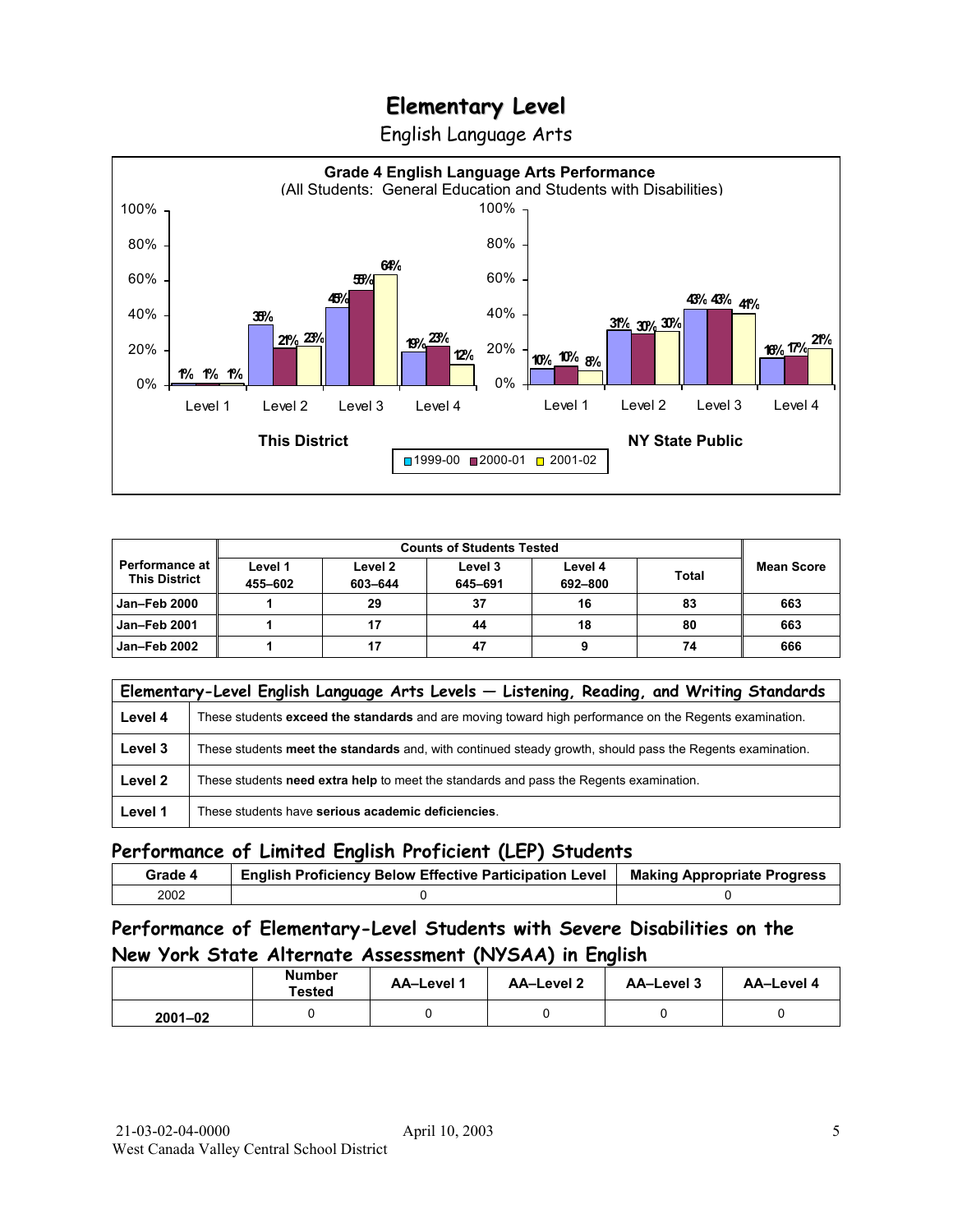# Elementary Level

English Language Arts

**Grade 4 English Language Arts Performance**
(All Students: General Education and Students with Disabilities)

| | This District 1999-00 | This District 2000-01 | This District 2001-02 | NY State Public 1999-00 | NY State Public 2000-01 | NY State Public 2001-02 |
|---|---|---|---|---|---|---|
| Level 1 | 1% | 1% | 1% | 10% | 10% | 8% |
| Level 2 | 35% | 21% | 23% | 31% | 30% | 30% |
| Level 3 | 45% | 55% | 64% | 43% | 43% | 41% |
| Level 4 | 19% | 23% | 12% | 16% | 17% | 21% |

| Performance at This District | Counts of Students Tested | | | | | Mean Score |
|---|---|---|---|---|---|---|
| | Level 1 455–602 | Level 2 603–644 | Level 3 645–691 | Level 4 692–800 | Total | |
| Jan–Feb 2000 | 1 | 29 | 37 | 16 | 83 | 663 |
| Jan–Feb 2001 | 1 | 17 | 44 | 18 | 80 | 663 |
| Jan–Feb 2002 | 1 | 17 | 47 | 9 | 74 | 666 |

| Elementary-Level English Language Arts Levels — Listening, Reading, and Writing Standards | |
|---|---|
| Level 4 | These students **exceed the standards** and are moving toward high performance on the Regents examination. |
| Level 3 | These students **meet the standards** and, with continued steady growth, should pass the Regents examination. |
| Level 2 | These students **need extra help** to meet the standards and pass the Regents examination. |
| Level 1 | These students have **serious academic deficiencies**. |

## Performance of Limited English Proficient (LEP) Students

| Grade 4 | English Proficiency Below Effective Participation Level | Making Appropriate Progress |
|---|---|---|
| 2002 | 0 | 0 |

## Performance of Elementary-Level Students with Severe Disabilities on the New York State Alternate Assessment (NYSAA) in English

| | Number Tested | AA–Level 1 | AA–Level 2 | AA–Level 3 | AA–Level 4 |
|---|---|---|---|---|---|
| 2001–02 | 0 | 0 | 0 | 0 | 0 |

21-03-02-04-0000 April 10, 2003
West Canada Valley Central School District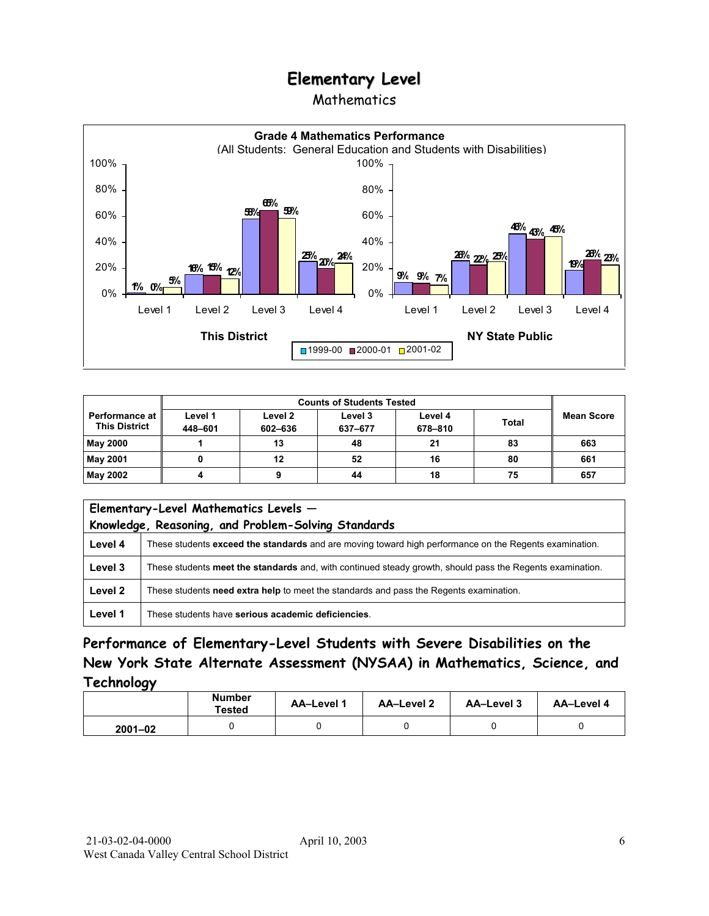# Elementary Level

## Mathematics

**Grade 4 Mathematics Performance**
(All Students: General Education and Students with Disabilities)

| | This District 1999-00 | This District 2000-01 | This District 2001-02 | NY State Public 1999-00 | NY State Public 2000-01 | NY State Public 2001-02 |
|---|---|---|---|---|---|---|
| Level 1 | 1% | 0% | 5% | 9% | 9% | 7% |
| Level 2 | 16% | 15% | 12% | 26% | 22% | 25% |
| Level 3 | 58% | 65% | 59% | 46% | 43% | 45% |
| Level 4 | 25% | 20% | 24% | 19% | 26% | 23% |

| Performance at This District | Counts of Students Tested | | | | | Mean Score |
|---|---|---|---|---|---|---|
| | Level 1 448–601 | Level 2 602–636 | Level 3 637–677 | Level 4 678–810 | Total | |
| May 2000 | 1 | 13 | 48 | 21 | 83 | 663 |
| May 2001 | 0 | 12 | 52 | 16 | 80 | 661 |
| May 2002 | 4 | 9 | 44 | 18 | 75 | 657 |

| Elementary-Level Mathematics Levels — Knowledge, Reasoning, and Problem-Solving Standards | |
|---|---|
| Level 4 | These students **exceed the standards** and are moving toward high performance on the Regents examination. |
| Level 3 | These students **meet the standards** and, with continued steady growth, should pass the Regents examination. |
| Level 2 | These students **need extra help** to meet the standards and pass the Regents examination. |
| Level 1 | These students have **serious academic deficiencies**. |

## Performance of Elementary-Level Students with Severe Disabilities on the New York State Alternate Assessment (NYSAA) in Mathematics, Science, and Technology

| | Number Tested | AA–Level 1 | AA–Level 2 | AA–Level 3 | AA–Level 4 |
|---|---|---|---|---|---|
| 2001–02 | 0 | 0 | 0 | 0 | 0 |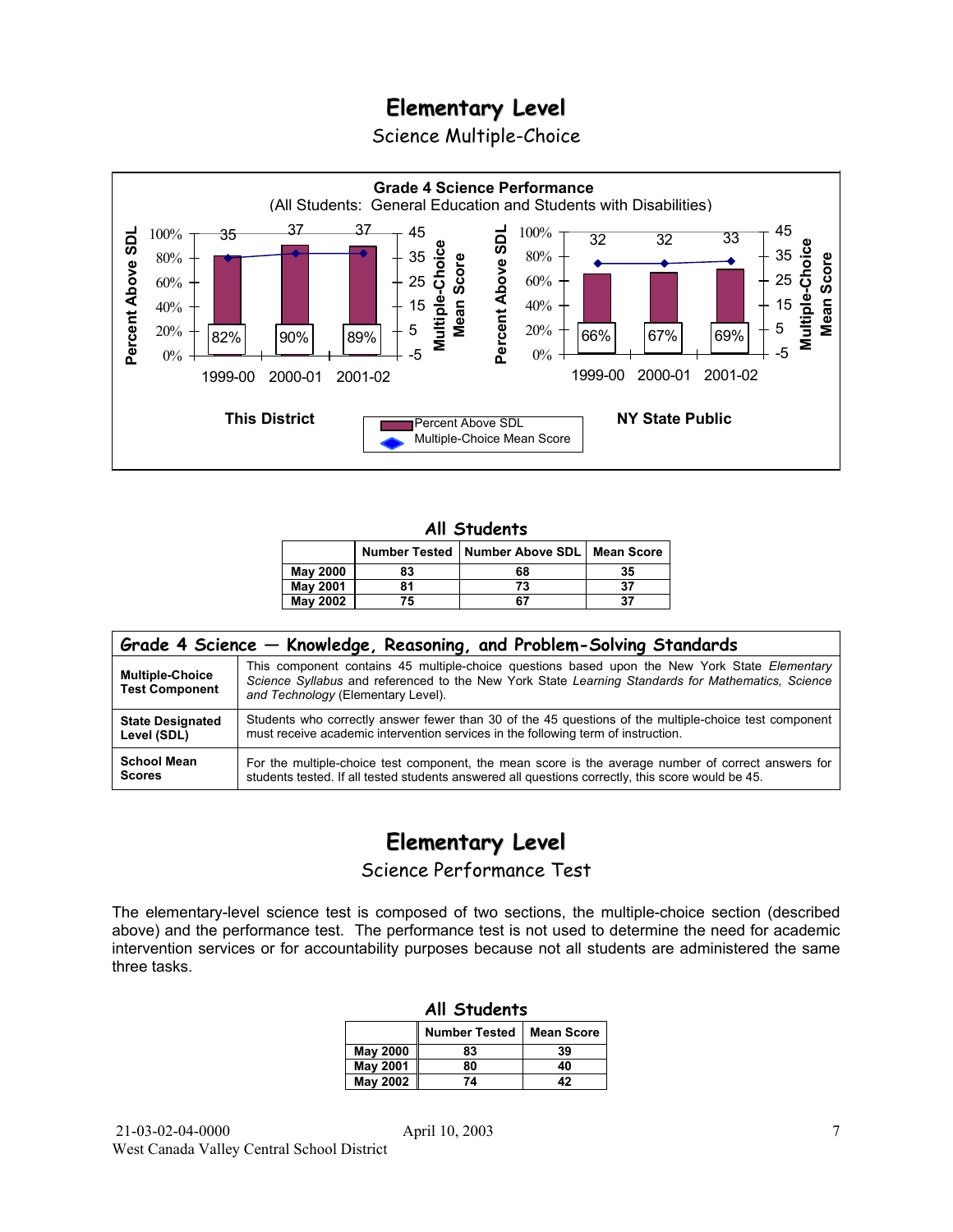# Elementary Level

## Science Multiple-Choice

**Grade 4 Science Performance**
(All Students: General Education and Students with Disabilities)

| | This District | | | NY State Public | | |
|---|---|---|---|---|---|---|
| | 1999-00 | 2000-01 | 2001-02 | 1999-00 | 2000-01 | 2001-02 |
| Percent Above SDL | 82% | 90% | 89% | 66% | 67% | 69% |
| Multiple-Choice Mean Score | 35 | 37 | 37 | 32 | 32 | 33 |

### All Students

| | Number Tested | Number Above SDL | Mean Score |
|---|---|---|---|
| **May 2000** | 83 | 68 | 35 |
| **May 2001** | 81 | 73 | 37 |
| **May 2002** | 75 | 67 | 37 |

| Grade 4 Science — Knowledge, Reasoning, and Problem-Solving Standards | |
|---|---|
| **Multiple-Choice Test Component** | This component contains 45 multiple-choice questions based upon the New York State *Elementary Science Syllabus* and referenced to the New York State *Learning Standards for Mathematics, Science and Technology* (Elementary Level). |
| **State Designated Level (SDL)** | Students who correctly answer fewer than 30 of the 45 questions of the multiple-choice test component must receive academic intervention services in the following term of instruction. |
| **School Mean Scores** | For the multiple-choice test component, the mean score is the average number of correct answers for students tested. If all tested students answered all questions correctly, this score would be 45. |

# Elementary Level

## Science Performance Test

The elementary-level science test is composed of two sections, the multiple-choice section (described above) and the performance test. The performance test is not used to determine the need for academic intervention services or for accountability purposes because not all students are administered the same three tasks.

### All Students

| | Number Tested | Mean Score |
|---|---|---|
| **May 2000** | 83 | 39 |
| **May 2001** | 80 | 40 |
| **May 2002** | 74 | 42 |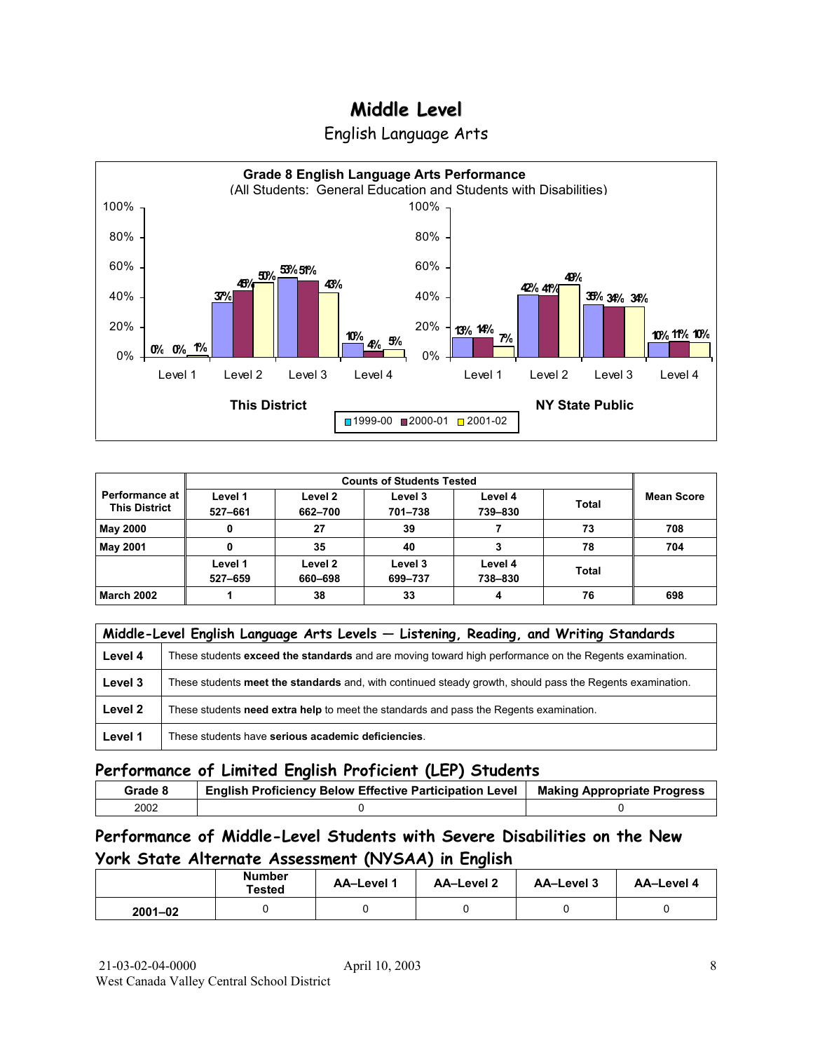# Middle Level

## English Language Arts

**Grade 8 English Language Arts Performance**
(All Students: General Education and Students with Disabilities)

| This District | 1999-00 | 2000-01 | 2001-02 |
|---|---|---|---|
| Level 1 | 0% | 0% | 1% |
| Level 2 | 37% | 45% | 50% |
| Level 3 | 53% | 51% | 43% |
| Level 4 | 10% | 4% | 5% |

| NY State Public | 1999-00 | 2000-01 | 2001-02 |
|---|---|---|---|
| Level 1 | 13% | 14% | 7% |
| Level 2 | 42% | 41% | 49% |
| Level 3 | 35% | 34% | 34% |
| Level 4 | 10% | 11% | 10% |

| Performance at This District | Counts of Students Tested | | | | | Mean Score |
|---|---|---|---|---|---|---|
| | Level 1 527–661 | Level 2 662–700 | Level 3 701–738 | Level 4 739–830 | Total | |
| May 2000 | 0 | 27 | 39 | 7 | 73 | 708 |
| May 2001 | 0 | 35 | 40 | 3 | 78 | 704 |
| | Level 1 527–659 | Level 2 660–698 | Level 3 699–737 | Level 4 738–830 | Total | |
| March 2002 | 1 | 38 | 33 | 4 | 76 | 698 |

| Middle-Level English Language Arts Levels — Listening, Reading, and Writing Standards | |
|---|---|
| Level 4 | These students **exceed the standards** and are moving toward high performance on the Regents examination. |
| Level 3 | These students **meet the standards** and, with continued steady growth, should pass the Regents examination. |
| Level 2 | These students **need extra help** to meet the standards and pass the Regents examination. |
| Level 1 | These students have **serious academic deficiencies**. |

## Performance of Limited English Proficient (LEP) Students

| Grade 8 | English Proficiency Below Effective Participation Level | Making Appropriate Progress |
|---|---|---|
| 2002 | 0 | 0 |

## Performance of Middle-Level Students with Severe Disabilities on the New York State Alternate Assessment (NYSAA) in English

| | Number Tested | AA–Level 1 | AA–Level 2 | AA–Level 3 | AA–Level 4 |
|---|---|---|---|---|---|
| 2001–02 | 0 | 0 | 0 | 0 | 0 |

21-03-02-04-0000 April 10, 2003
West Canada Valley Central School District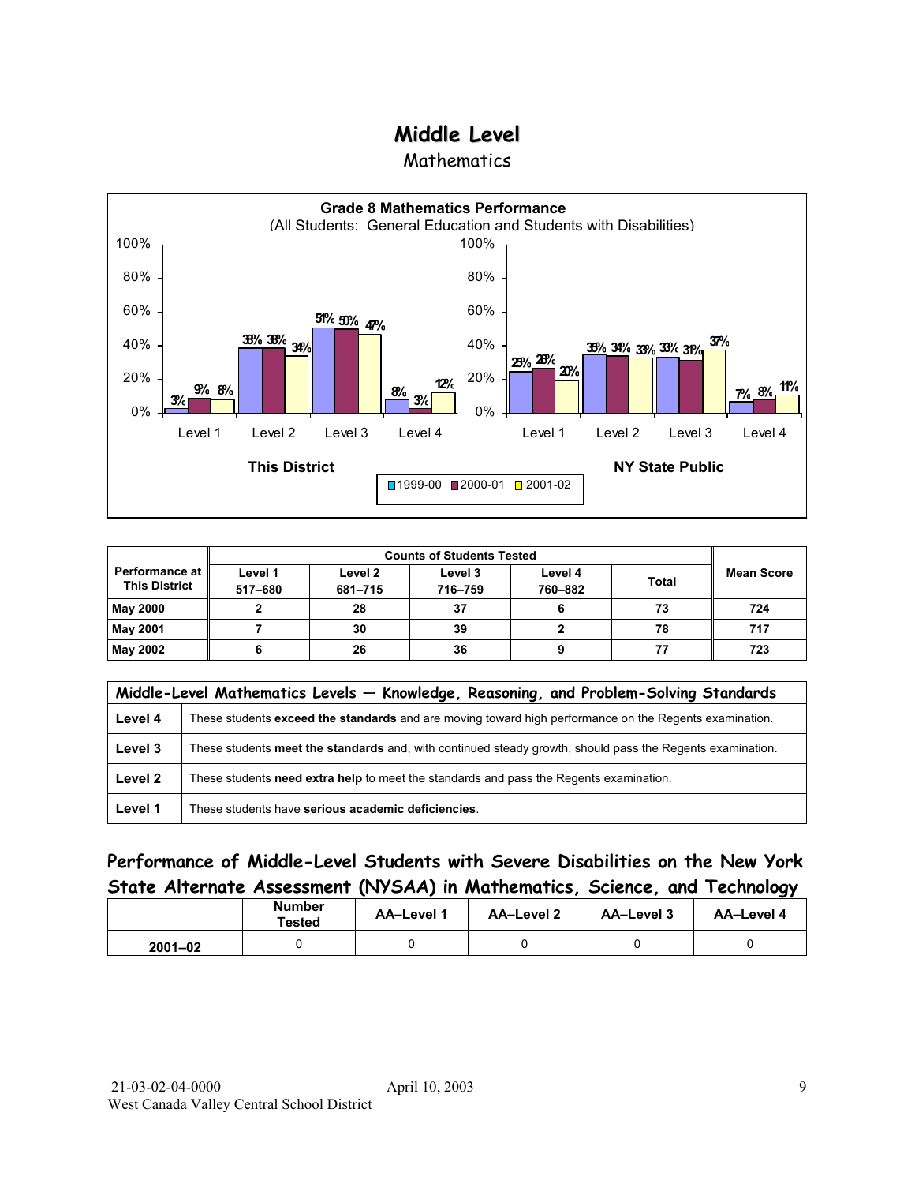# Middle Level

## Mathematics

**Grade 8 Mathematics Performance**
(All Students: General Education and Students with Disabilities)

| | This District 1999-00 | This District 2000-01 | This District 2001-02 | NY State Public 1999-00 | NY State Public 2000-01 | NY State Public 2001-02 |
|---|---|---|---|---|---|---|
| Level 1 | 3% | 9% | 8% | 23% | 26% | 20% |
| Level 2 | 38% | 38% | 34% | 35% | 34% | 33% |
| Level 3 | 51% | 50% | 47% | 33% | 31% | 37% |
| Level 4 | 8% | 3% | 12% | 7% | 8% | 11% |

| Performance at This District | Counts of Students Tested | | | | | Mean Score |
|---|---|---|---|---|---|---|
| | Level 1 517–680 | Level 2 681–715 | Level 3 716–759 | Level 4 760–882 | Total | |
| May 2000 | 2 | 28 | 37 | 6 | 73 | 724 |
| May 2001 | 7 | 30 | 39 | 2 | 78 | 717 |
| May 2002 | 6 | 26 | 36 | 9 | 77 | 723 |

| Middle-Level Mathematics Levels — Knowledge, Reasoning, and Problem-Solving Standards | |
|---|---|
| Level 4 | These students **exceed the standards** and are moving toward high performance on the Regents examination. |
| Level 3 | These students **meet the standards** and, with continued steady growth, should pass the Regents examination. |
| Level 2 | These students **need extra help** to meet the standards and pass the Regents examination. |
| Level 1 | These students have **serious academic deficiencies**. |

## Performance of Middle-Level Students with Severe Disabilities on the New York State Alternate Assessment (NYSAA) in Mathematics, Science, and Technology

| | Number Tested | AA–Level 1 | AA–Level 2 | AA–Level 3 | AA–Level 4 |
|---|---|---|---|---|---|
| 2001–02 | 0 | 0 | 0 | 0 | 0 |

21-03-02-04-0000 April 10, 2003
West Canada Valley Central School District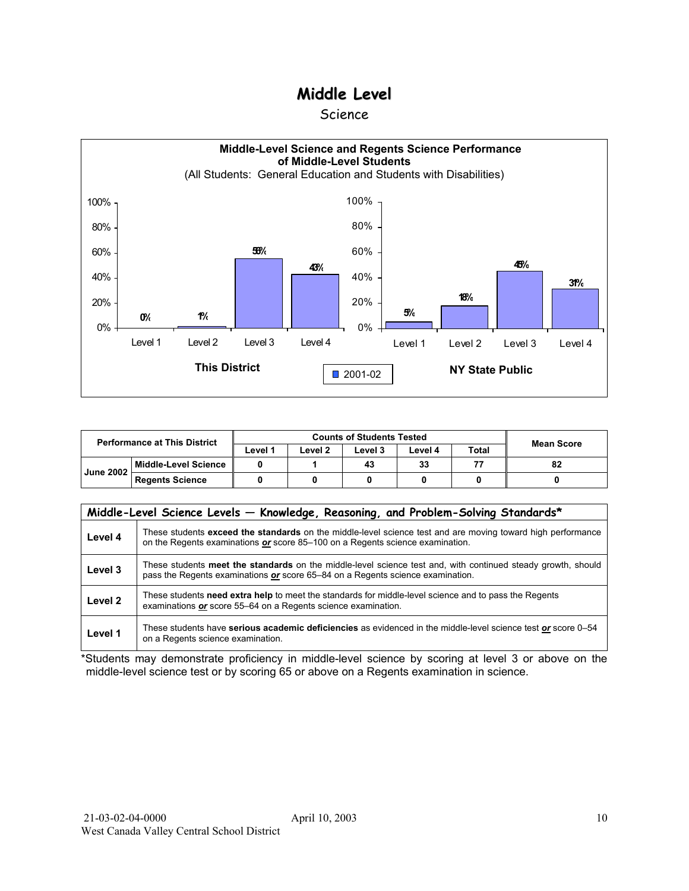# Middle Level

## Science

**Middle-Level Science and Regents Science Performance of Middle-Level Students**

(All Students: General Education and Students with Disabilities)

| | Level 1 | Level 2 | Level 3 | Level 4 |
|---|---|---|---|---|
| This District (2001-02) | 0% | 1% | 56% | 43% |
| NY State Public (2001-02) | 5% | 18% | 45% | 31% |

| Performance at This District | | Counts of Students Tested | | | | | Mean Score |
|---|---|---|---|---|---|---|---|
| | | Level 1 | Level 2 | Level 3 | Level 4 | Total | |
| June 2002 | Middle-Level Science | 0 | 1 | 43 | 33 | 77 | 82 |
| | Regents Science | 0 | 0 | 0 | 0 | 0 | 0 |

| Middle-Level Science Levels — Knowledge, Reasoning, and Problem-Solving Standards* | |
|---|---|
| **Level 4** | These students **exceed the standards** on the middle-level science test and are moving toward high performance on the Regents examinations ***or*** score 85–100 on a Regents science examination. |
| **Level 3** | These students **meet the standards** on the middle-level science test and, with continued steady growth, should pass the Regents examinations ***or*** score 65–84 on a Regents science examination. |
| **Level 2** | These students **need extra help** to meet the standards for middle-level science and to pass the Regents examinations ***or*** score 55–64 on a Regents science examination. |
| **Level 1** | These students have **serious academic deficiencies** as evidenced in the middle-level science test ***or*** score 0–54 on a Regents science examination. |

*Students may demonstrate proficiency in middle-level science by scoring at level 3 or above on the middle-level science test or by scoring 65 or above on a Regents examination in science.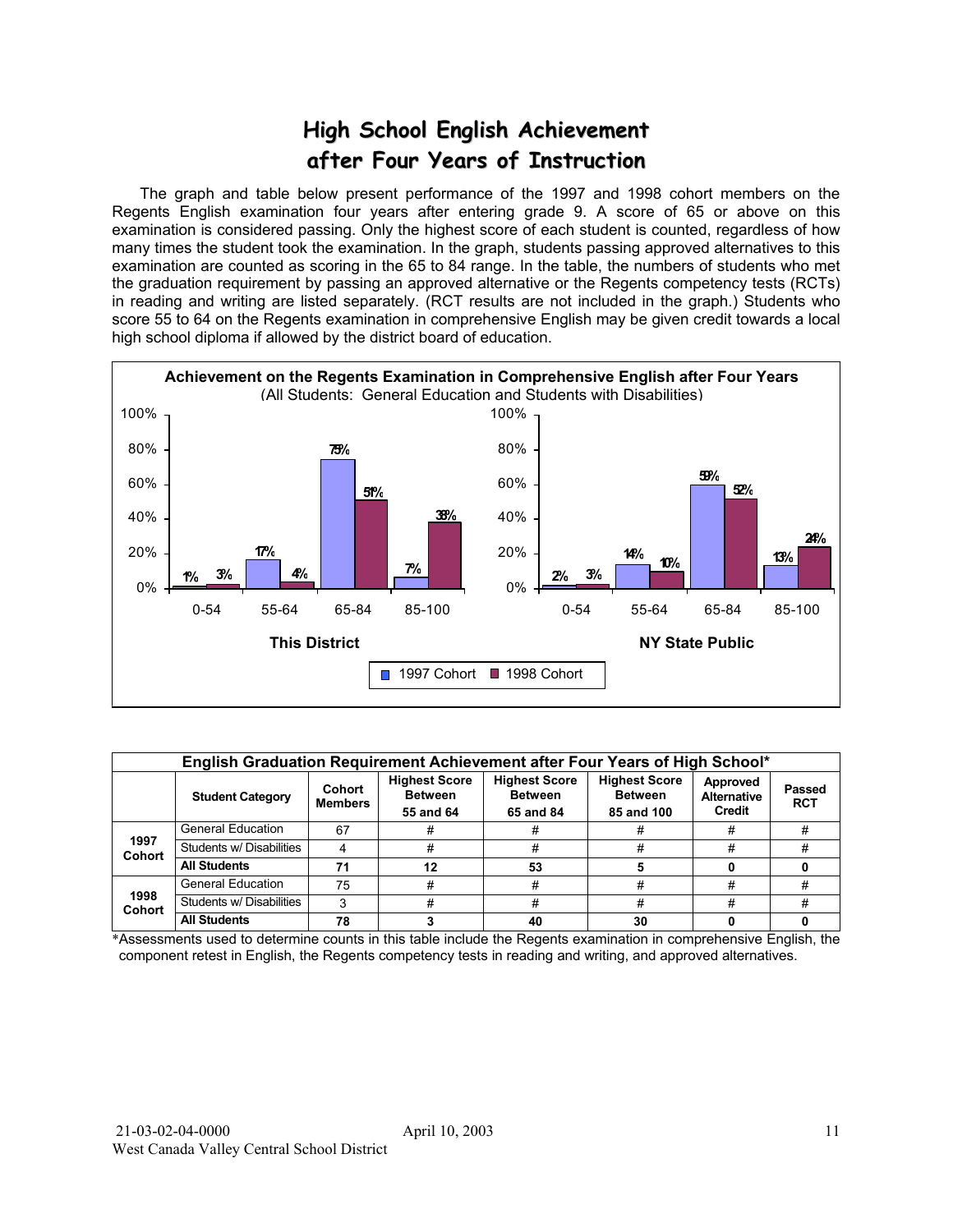# High School English Achievement after Four Years of Instruction

The graph and table below present performance of the 1997 and 1998 cohort members on the Regents English examination four years after entering grade 9. A score of 65 or above on this examination is considered passing. Only the highest score of each student is counted, regardless of how many times the student took the examination. In the graph, students passing approved alternatives to this examination are counted as scoring in the 65 to 84 range. In the table, the numbers of students who met the graduation requirement by passing an approved alternative or the Regents competency tests (RCTs) in reading and writing are listed separately. (RCT results are not included in the graph.) Students who score 55 to 64 on the Regents examination in comprehensive English may be given credit towards a local high school diploma if allowed by the district board of education.

**Achievement on the Regents Examination in Comprehensive English after Four Years**
(All Students: General Education and Students with Disabilities)

| | This District 1997 Cohort | This District 1998 Cohort | NY State Public 1997 Cohort | NY State Public 1998 Cohort |
|---|---|---|---|---|
| 0-54 | 1% | 3% | 2% | 3% |
| 55-64 | 17% | 4% | 14% | 10% |
| 65-84 | 75% | 51% | 59% | 52% |
| 85-100 | 7% | 38% | 13% | 24% |

| English Graduation Requirement Achievement after Four Years of High School* | | | | | | | |
|---|---|---|---|---|---|---|---|
| | Student Category | Cohort Members | Highest Score Between 55 and 64 | Highest Score Between 65 and 84 | Highest Score Between 85 and 100 | Approved Alternative Credit | Passed RCT |
| 1997 Cohort | General Education | 67 | # | # | # | # | # |
| | Students w/ Disabilities | 4 | # | # | # | # | # |
| | **All Students** | **71** | **12** | **53** | **5** | **0** | **0** |
| 1998 Cohort | General Education | 75 | # | # | # | # | # |
| | Students w/ Disabilities | 3 | # | # | # | # | # |
| | **All Students** | **78** | **3** | **40** | **30** | **0** | **0** |

*Assessments used to determine counts in this table include the Regents examination in comprehensive English, the component retest in English, the Regents competency tests in reading and writing, and approved alternatives.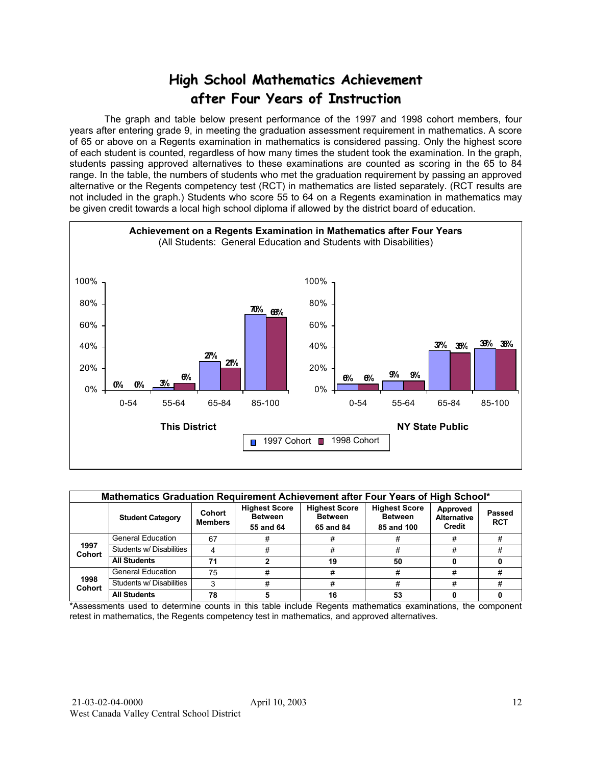# High School Mathematics Achievement after Four Years of Instruction

The graph and table below present performance of the 1997 and 1998 cohort members, four years after entering grade 9, in meeting the graduation assessment requirement in mathematics. A score of 65 or above on a Regents examination in mathematics is considered passing. Only the highest score of each student is counted, regardless of how many times the student took the examination. In the graph, students passing approved alternatives to these examinations are counted as scoring in the 65 to 84 range. In the table, the numbers of students who met the graduation requirement by passing an approved alternative or the Regents competency test (RCT) in mathematics are listed separately. (RCT results are not included in the graph.) Students who score 55 to 64 on a Regents examination in mathematics may be given credit towards a local high school diploma if allowed by the district board of education.

**Achievement on a Regents Examination in Mathematics after Four Years**
(All Students: General Education and Students with Disabilities)

**This District**

| Score Range | 1997 Cohort | 1998 Cohort |
|---|---|---|
| 0-54 | 0% | 0% |
| 55-64 | 3% | 6% |
| 65-84 | 27% | 21% |
| 85-100 | 70% | 68% |

**NY State Public**

| Score Range | 1997 Cohort | 1998 Cohort |
|---|---|---|
| 0-54 | 6% | 6% |
| 55-64 | 9% | 9% |
| 65-84 | 37% | 35% |
| 85-100 | 39% | 38% |

**Mathematics Graduation Requirement Achievement after Four Years of High School***

| | Student Category | Cohort Members | Highest Score Between 55 and 64 | Highest Score Between 65 and 84 | Highest Score Between 85 and 100 | Approved Alternative Credit | Passed RCT |
|---|---|---|---|---|---|---|---|
| 1997 Cohort | General Education | 67 | # | # | # | # | # |
| | Students w/ Disabilities | 4 | # | # | # | # | # |
| | **All Students** | **71** | **2** | **19** | **50** | **0** | **0** |
| 1998 Cohort | General Education | 75 | # | # | # | # | # |
| | Students w/ Disabilities | 3 | # | # | # | # | # |
| | **All Students** | **78** | **5** | **16** | **53** | **0** | **0** |

*Assessments used to determine counts in this table include Regents mathematics examinations, the component retest in mathematics, the Regents competency test in mathematics, and approved alternatives.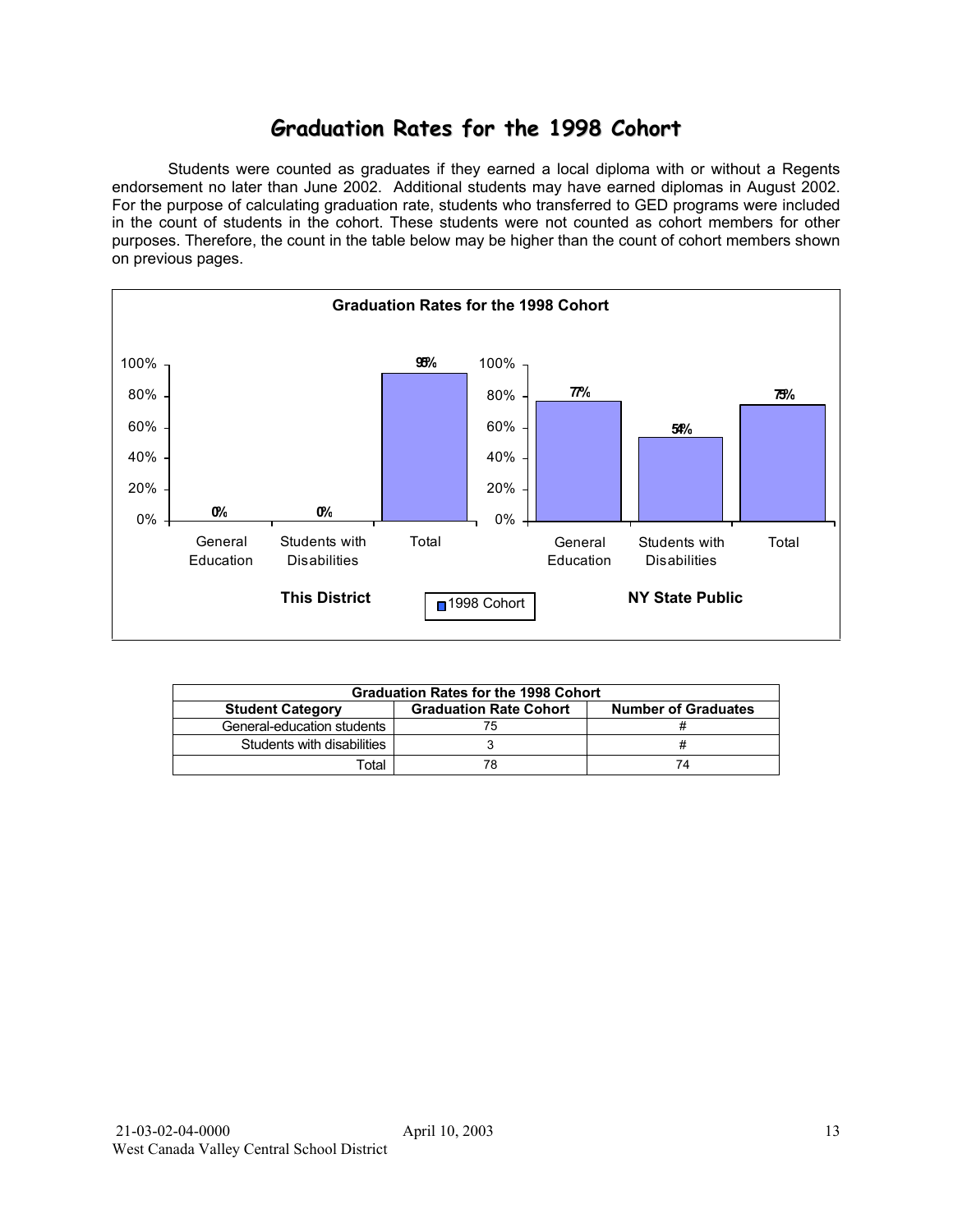# Graduation Rates for the 1998 Cohort

Students were counted as graduates if they earned a local diploma with or without a Regents endorsement no later than June 2002. Additional students may have earned diplomas in August 2002. For the purpose of calculating graduation rate, students who transferred to GED programs were included in the count of students in the cohort. These students were not counted as cohort members for other purposes. Therefore, the count in the table below may be higher than the count of cohort members shown on previous pages.

**Graduation Rates for the 1998 Cohort**

| | General Education | Students with Disabilities | Total |
|---|---|---|---|
| This District | 0% | 0% | 95% |
| NY State Public | 77% | 54% | 75% |

| Graduation Rates for the 1998 Cohort | | |
|---|---|---|
| **Student Category** | **Graduation Rate Cohort** | **Number of Graduates** |
| General-education students | 75 | # |
| Students with disabilities | 3 | # |
| Total | 78 | 74 |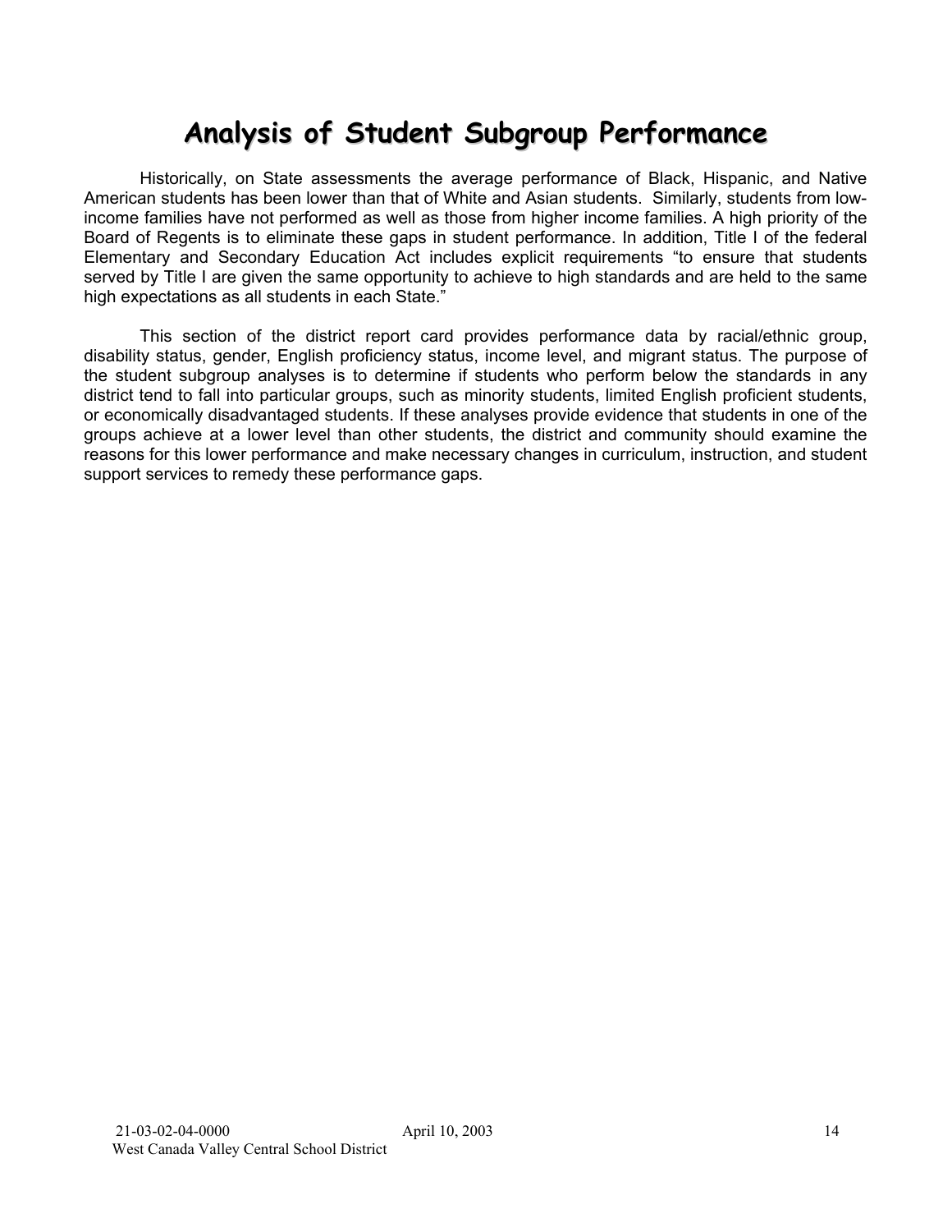# Analysis of Student Subgroup Performance

Historically, on State assessments the average performance of Black, Hispanic, and Native American students has been lower than that of White and Asian students. Similarly, students from low-income families have not performed as well as those from higher income families. A high priority of the Board of Regents is to eliminate these gaps in student performance. In addition, Title I of the federal Elementary and Secondary Education Act includes explicit requirements "to ensure that students served by Title I are given the same opportunity to achieve to high standards and are held to the same high expectations as all students in each State."

This section of the district report card provides performance data by racial/ethnic group, disability status, gender, English proficiency status, income level, and migrant status. The purpose of the student subgroup analyses is to determine if students who perform below the standards in any district tend to fall into particular groups, such as minority students, limited English proficient students, or economically disadvantaged students. If these analyses provide evidence that students in one of the groups achieve at a lower level than other students, the district and community should examine the reasons for this lower performance and make necessary changes in curriculum, instruction, and student support services to remedy these performance gaps.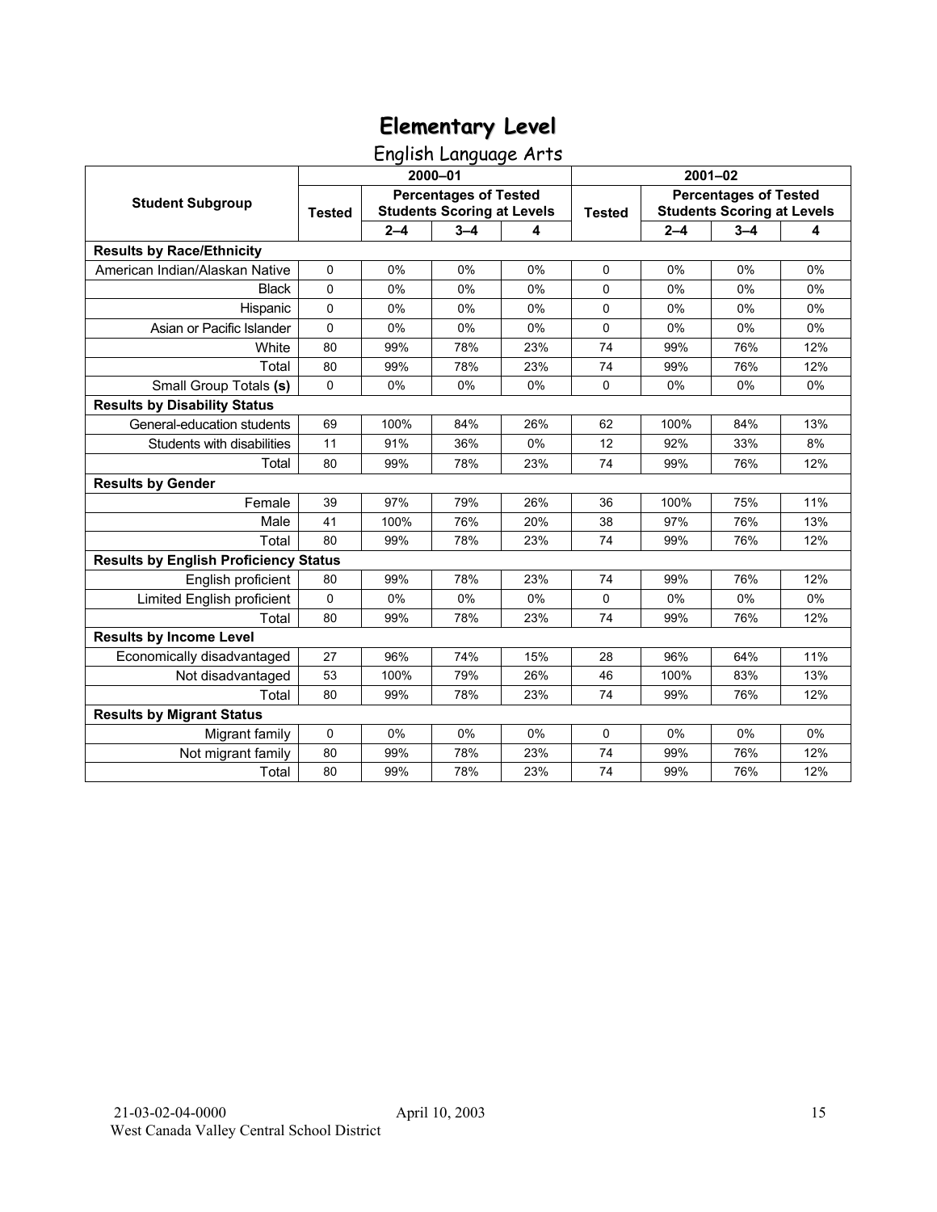# Elementary Level

## English Language Arts

| Student Subgroup | 2000–01 | | | | 2001–02 | | | |
|---|---|---|---|---|---|---|---|---|
| | Tested | Percentages of Tested Students Scoring at Levels | | | Tested | Percentages of Tested Students Scoring at Levels | | |
| | | 2–4 | 3–4 | 4 | | 2–4 | 3–4 | 4 |
| **Results by Race/Ethnicity** | | | | | | | | |
| American Indian/Alaskan Native | 0 | 0% | 0% | 0% | 0 | 0% | 0% | 0% |
| Black | 0 | 0% | 0% | 0% | 0 | 0% | 0% | 0% |
| Hispanic | 0 | 0% | 0% | 0% | 0 | 0% | 0% | 0% |
| Asian or Pacific Islander | 0 | 0% | 0% | 0% | 0 | 0% | 0% | 0% |
| White | 80 | 99% | 78% | 23% | 74 | 99% | 76% | 12% |
| Total | 80 | 99% | 78% | 23% | 74 | 99% | 76% | 12% |
| Small Group Totals **(s)** | 0 | 0% | 0% | 0% | 0 | 0% | 0% | 0% |
| **Results by Disability Status** | | | | | | | | |
| General-education students | 69 | 100% | 84% | 26% | 62 | 100% | 84% | 13% |
| Students with disabilities | 11 | 91% | 36% | 0% | 12 | 92% | 33% | 8% |
| Total | 80 | 99% | 78% | 23% | 74 | 99% | 76% | 12% |
| **Results by Gender** | | | | | | | | |
| Female | 39 | 97% | 79% | 26% | 36 | 100% | 75% | 11% |
| Male | 41 | 100% | 76% | 20% | 38 | 97% | 76% | 13% |
| Total | 80 | 99% | 78% | 23% | 74 | 99% | 76% | 12% |
| **Results by English Proficiency Status** | | | | | | | | |
| English proficient | 80 | 99% | 78% | 23% | 74 | 99% | 76% | 12% |
| Limited English proficient | 0 | 0% | 0% | 0% | 0 | 0% | 0% | 0% |
| Total | 80 | 99% | 78% | 23% | 74 | 99% | 76% | 12% |
| **Results by Income Level** | | | | | | | | |
| Economically disadvantaged | 27 | 96% | 74% | 15% | 28 | 96% | 64% | 11% |
| Not disadvantaged | 53 | 100% | 79% | 26% | 46 | 100% | 83% | 13% |
| Total | 80 | 99% | 78% | 23% | 74 | 99% | 76% | 12% |
| **Results by Migrant Status** | | | | | | | | |
| Migrant family | 0 | 0% | 0% | 0% | 0 | 0% | 0% | 0% |
| Not migrant family | 80 | 99% | 78% | 23% | 74 | 99% | 76% | 12% |
| Total | 80 | 99% | 78% | 23% | 74 | 99% | 76% | 12% |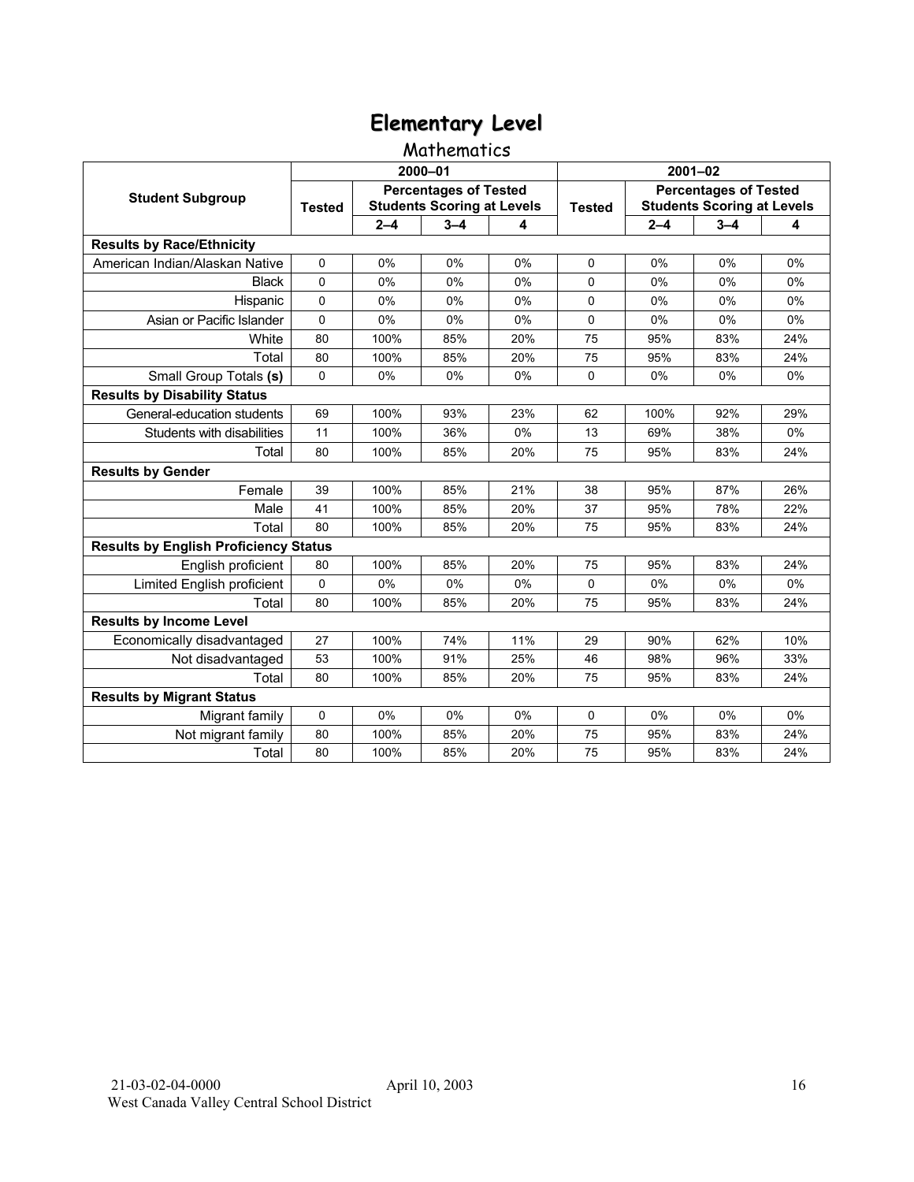# Elementary Level

## Mathematics

| Student Subgroup | 2000–01 | | | | 2001–02 | | | |
|---|---|---|---|---|---|---|---|---|
| | Tested | Percentages of Tested Students Scoring at Levels | | | Tested | Percentages of Tested Students Scoring at Levels | | |
| | | 2–4 | 3–4 | 4 | | 2–4 | 3–4 | 4 |
| **Results by Race/Ethnicity** | | | | | | | | |
| American Indian/Alaskan Native | 0 | 0% | 0% | 0% | 0 | 0% | 0% | 0% |
| Black | 0 | 0% | 0% | 0% | 0 | 0% | 0% | 0% |
| Hispanic | 0 | 0% | 0% | 0% | 0 | 0% | 0% | 0% |
| Asian or Pacific Islander | 0 | 0% | 0% | 0% | 0 | 0% | 0% | 0% |
| White | 80 | 100% | 85% | 20% | 75 | 95% | 83% | 24% |
| Total | 80 | 100% | 85% | 20% | 75 | 95% | 83% | 24% |
| Small Group Totals **(s)** | 0 | 0% | 0% | 0% | 0 | 0% | 0% | 0% |
| **Results by Disability Status** | | | | | | | | |
| General-education students | 69 | 100% | 93% | 23% | 62 | 100% | 92% | 29% |
| Students with disabilities | 11 | 100% | 36% | 0% | 13 | 69% | 38% | 0% |
| Total | 80 | 100% | 85% | 20% | 75 | 95% | 83% | 24% |
| **Results by Gender** | | | | | | | | |
| Female | 39 | 100% | 85% | 21% | 38 | 95% | 87% | 26% |
| Male | 41 | 100% | 85% | 20% | 37 | 95% | 78% | 22% |
| Total | 80 | 100% | 85% | 20% | 75 | 95% | 83% | 24% |
| **Results by English Proficiency Status** | | | | | | | | |
| English proficient | 80 | 100% | 85% | 20% | 75 | 95% | 83% | 24% |
| Limited English proficient | 0 | 0% | 0% | 0% | 0 | 0% | 0% | 0% |
| Total | 80 | 100% | 85% | 20% | 75 | 95% | 83% | 24% |
| **Results by Income Level** | | | | | | | | |
| Economically disadvantaged | 27 | 100% | 74% | 11% | 29 | 90% | 62% | 10% |
| Not disadvantaged | 53 | 100% | 91% | 25% | 46 | 98% | 96% | 33% |
| Total | 80 | 100% | 85% | 20% | 75 | 95% | 83% | 24% |
| **Results by Migrant Status** | | | | | | | | |
| Migrant family | 0 | 0% | 0% | 0% | 0 | 0% | 0% | 0% |
| Not migrant family | 80 | 100% | 85% | 20% | 75 | 95% | 83% | 24% |
| Total | 80 | 100% | 85% | 20% | 75 | 95% | 83% | 24% |

21-03-02-04-0000 April 10, 2003
West Canada Valley Central School District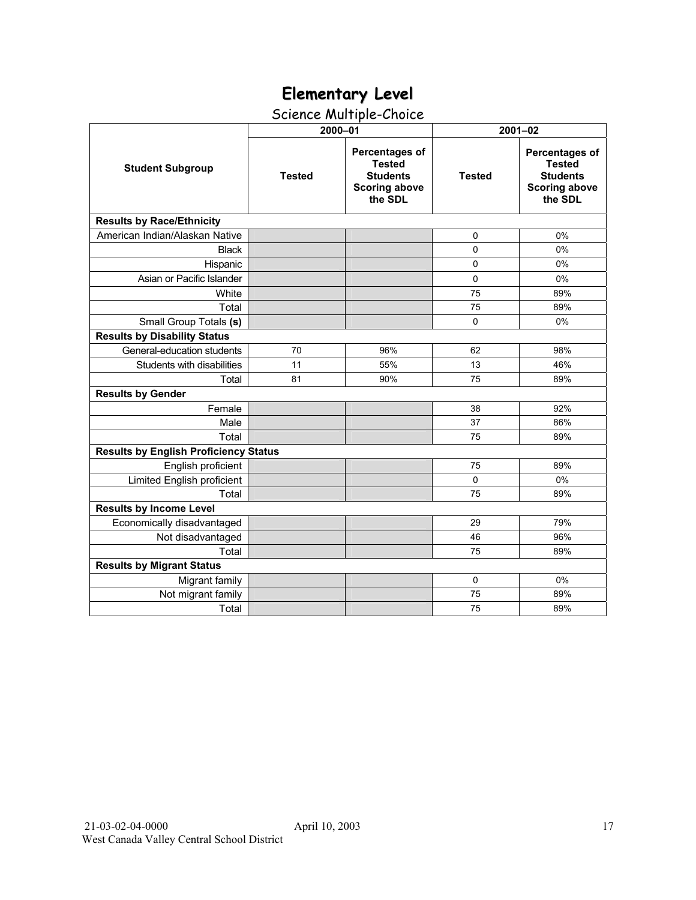# Elementary Level

## Science Multiple-Choice

| Student Subgroup | 2000–01 | | 2001–02 | |
|---|---|---|---|---|
| | Tested | Percentages of Tested Students Scoring above the SDL | Tested | Percentages of Tested Students Scoring above the SDL |
| **Results by Race/Ethnicity** | | | | |
| American Indian/Alaskan Native | | | 0 | 0% |
| Black | | | 0 | 0% |
| Hispanic | | | 0 | 0% |
| Asian or Pacific Islander | | | 0 | 0% |
| White | | | 75 | 89% |
| Total | | | 75 | 89% |
| Small Group Totals **(s)** | | | 0 | 0% |
| **Results by Disability Status** | | | | |
| General-education students | 70 | 96% | 62 | 98% |
| Students with disabilities | 11 | 55% | 13 | 46% |
| Total | 81 | 90% | 75 | 89% |
| **Results by Gender** | | | | |
| Female | | | 38 | 92% |
| Male | | | 37 | 86% |
| Total | | | 75 | 89% |
| **Results by English Proficiency Status** | | | | |
| English proficient | | | 75 | 89% |
| Limited English proficient | | | 0 | 0% |
| Total | | | 75 | 89% |
| **Results by Income Level** | | | | |
| Economically disadvantaged | | | 29 | 79% |
| Not disadvantaged | | | 46 | 96% |
| Total | | | 75 | 89% |
| **Results by Migrant Status** | | | | |
| Migrant family | | | 0 | 0% |
| Not migrant family | | | 75 | 89% |
| Total | | | 75 | 89% |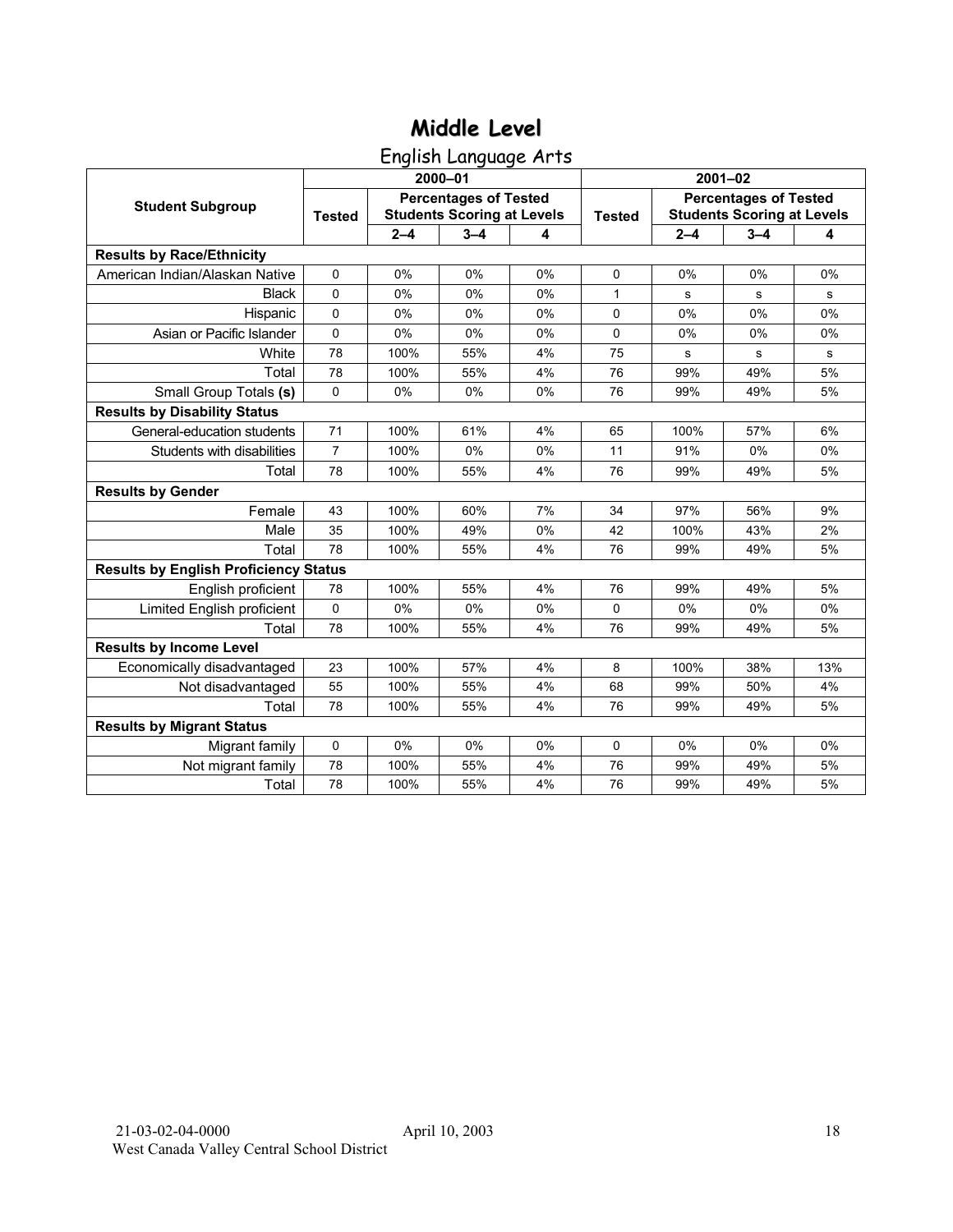# Middle Level

## English Language Arts

| Student Subgroup | 2000–01 | | | | 2001–02 | | | |
|---|---|---|---|---|---|---|---|---|
| | Tested | Percentages of Tested Students Scoring at Levels | | | Tested | Percentages of Tested Students Scoring at Levels | | |
| | | 2–4 | 3–4 | 4 | | 2–4 | 3–4 | 4 |
| **Results by Race/Ethnicity** | | | | | | | | |
| American Indian/Alaskan Native | 0 | 0% | 0% | 0% | 0 | 0% | 0% | 0% |
| Black | 0 | 0% | 0% | 0% | 1 | s | s | s |
| Hispanic | 0 | 0% | 0% | 0% | 0 | 0% | 0% | 0% |
| Asian or Pacific Islander | 0 | 0% | 0% | 0% | 0 | 0% | 0% | 0% |
| White | 78 | 100% | 55% | 4% | 75 | s | s | s |
| Total | 78 | 100% | 55% | 4% | 76 | 99% | 49% | 5% |
| Small Group Totals **(s)** | 0 | 0% | 0% | 0% | 76 | 99% | 49% | 5% |
| **Results by Disability Status** | | | | | | | | |
| General-education students | 71 | 100% | 61% | 4% | 65 | 100% | 57% | 6% |
| Students with disabilities | 7 | 100% | 0% | 0% | 11 | 91% | 0% | 0% |
| Total | 78 | 100% | 55% | 4% | 76 | 99% | 49% | 5% |
| **Results by Gender** | | | | | | | | |
| Female | 43 | 100% | 60% | 7% | 34 | 97% | 56% | 9% |
| Male | 35 | 100% | 49% | 0% | 42 | 100% | 43% | 2% |
| Total | 78 | 100% | 55% | 4% | 76 | 99% | 49% | 5% |
| **Results by English Proficiency Status** | | | | | | | | |
| English proficient | 78 | 100% | 55% | 4% | 76 | 99% | 49% | 5% |
| Limited English proficient | 0 | 0% | 0% | 0% | 0 | 0% | 0% | 0% |
| Total | 78 | 100% | 55% | 4% | 76 | 99% | 49% | 5% |
| **Results by Income Level** | | | | | | | | |
| Economically disadvantaged | 23 | 100% | 57% | 4% | 8 | 100% | 38% | 13% |
| Not disadvantaged | 55 | 100% | 55% | 4% | 68 | 99% | 50% | 4% |
| Total | 78 | 100% | 55% | 4% | 76 | 99% | 49% | 5% |
| **Results by Migrant Status** | | | | | | | | |
| Migrant family | 0 | 0% | 0% | 0% | 0 | 0% | 0% | 0% |
| Not migrant family | 78 | 100% | 55% | 4% | 76 | 99% | 49% | 5% |
| Total | 78 | 100% | 55% | 4% | 76 | 99% | 49% | 5% |

21-03-02-04-0000 April 10, 2003
West Canada Valley Central School District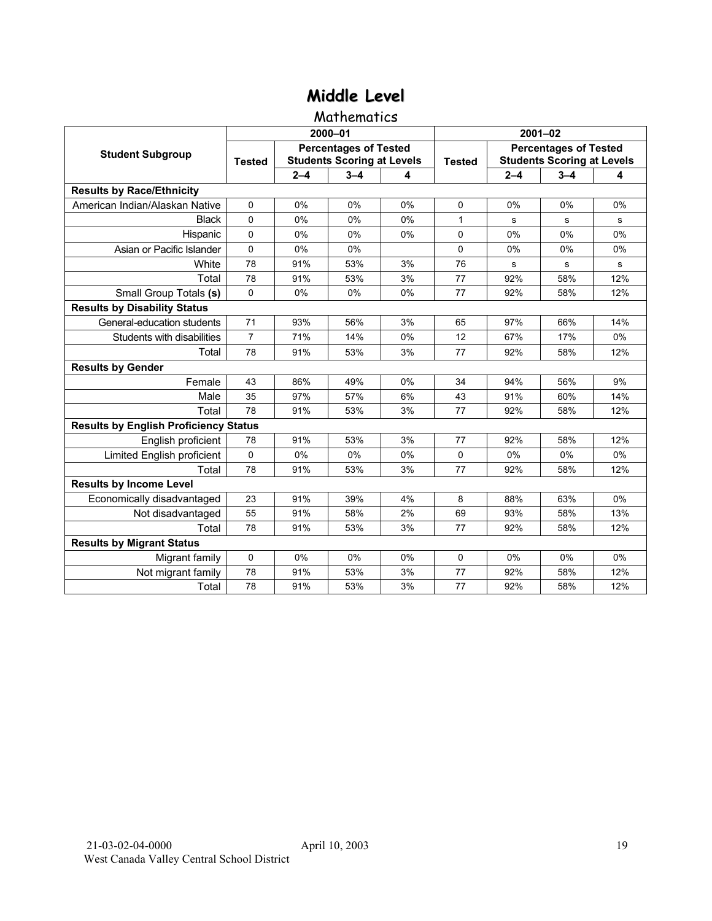# Middle Level

## Mathematics

| Student Subgroup | 2000–01 | | | | 2001–02 | | | |
|---|---|---|---|---|---|---|---|---|
| | Tested | Percentages of Tested Students Scoring at Levels | | | Tested | Percentages of Tested Students Scoring at Levels | | |
| | | 2–4 | 3–4 | 4 | | 2–4 | 3–4 | 4 |
| **Results by Race/Ethnicity** | | | | | | | | |
| American Indian/Alaskan Native | 0 | 0% | 0% | 0% | 0 | 0% | 0% | 0% |
| Black | 0 | 0% | 0% | 0% | 1 | s | s | s |
| Hispanic | 0 | 0% | 0% | 0% | 0 | 0% | 0% | 0% |
| Asian or Pacific Islander | 0 | 0% | 0% | | 0 | 0% | 0% | 0% |
| White | 78 | 91% | 53% | 3% | 76 | s | s | s |
| Total | 78 | 91% | 53% | 3% | 77 | 92% | 58% | 12% |
| Small Group Totals **(s)** | 0 | 0% | 0% | 0% | 77 | 92% | 58% | 12% |
| **Results by Disability Status** | | | | | | | | |
| General-education students | 71 | 93% | 56% | 3% | 65 | 97% | 66% | 14% |
| Students with disabilities | 7 | 71% | 14% | 0% | 12 | 67% | 17% | 0% |
| Total | 78 | 91% | 53% | 3% | 77 | 92% | 58% | 12% |
| **Results by Gender** | | | | | | | | |
| Female | 43 | 86% | 49% | 0% | 34 | 94% | 56% | 9% |
| Male | 35 | 97% | 57% | 6% | 43 | 91% | 60% | 14% |
| Total | 78 | 91% | 53% | 3% | 77 | 92% | 58% | 12% |
| **Results by English Proficiency Status** | | | | | | | | |
| English proficient | 78 | 91% | 53% | 3% | 77 | 92% | 58% | 12% |
| Limited English proficient | 0 | 0% | 0% | 0% | 0 | 0% | 0% | 0% |
| Total | 78 | 91% | 53% | 3% | 77 | 92% | 58% | 12% |
| **Results by Income Level** | | | | | | | | |
| Economically disadvantaged | 23 | 91% | 39% | 4% | 8 | 88% | 63% | 0% |
| Not disadvantaged | 55 | 91% | 58% | 2% | 69 | 93% | 58% | 13% |
| Total | 78 | 91% | 53% | 3% | 77 | 92% | 58% | 12% |
| **Results by Migrant Status** | | | | | | | | |
| Migrant family | 0 | 0% | 0% | 0% | 0 | 0% | 0% | 0% |
| Not migrant family | 78 | 91% | 53% | 3% | 77 | 92% | 58% | 12% |
| Total | 78 | 91% | 53% | 3% | 77 | 92% | 58% | 12% |

21-03-02-04-0000 April 10, 2003
West Canada Valley Central School District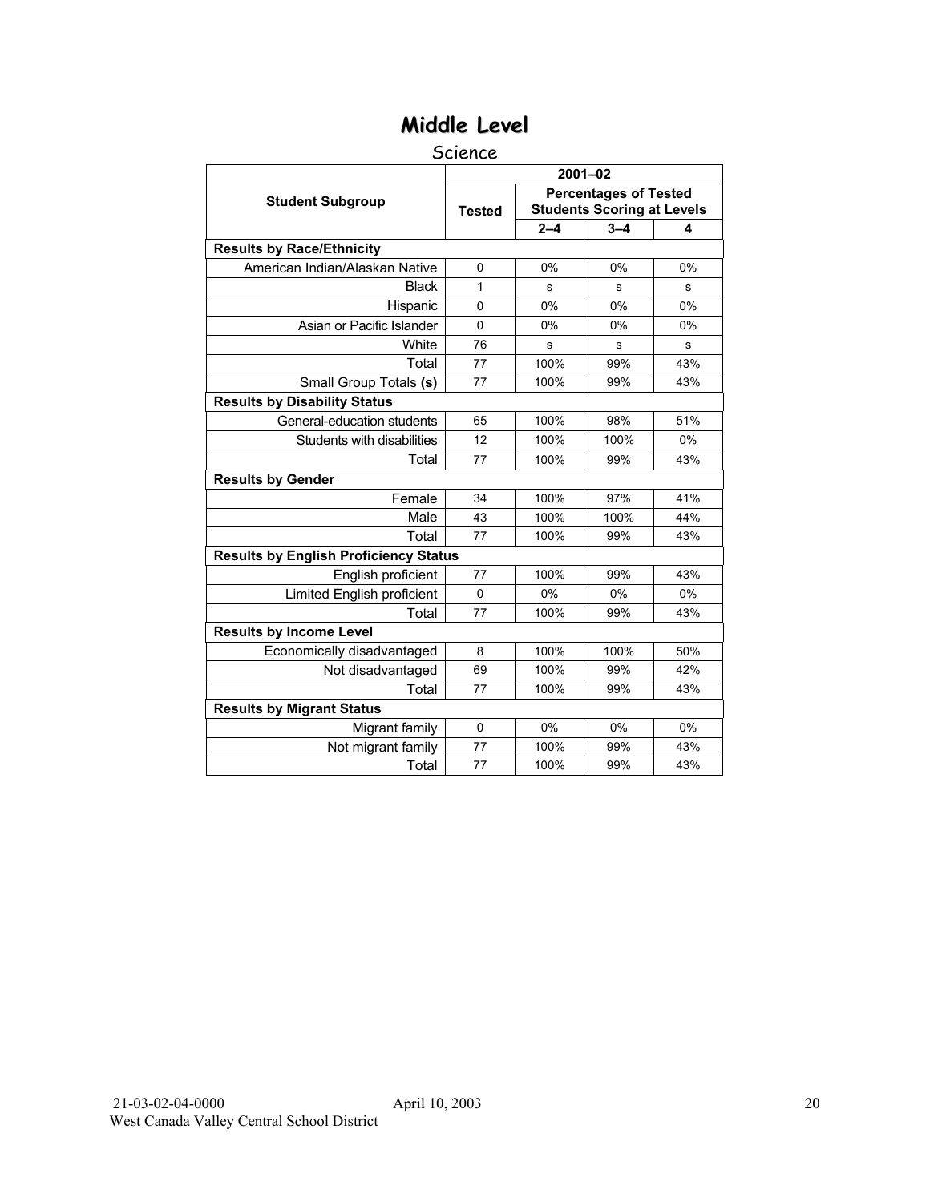# Middle Level

Science

| Student Subgroup | 2001–02 | | | |
|---|---|---|---|---|
| | Tested | Percentages of Tested Students Scoring at Levels | | |
| | | 2–4 | 3–4 | 4 |
| **Results by Race/Ethnicity** | | | | |
| American Indian/Alaskan Native | 0 | 0% | 0% | 0% |
| Black | 1 | s | s | s |
| Hispanic | 0 | 0% | 0% | 0% |
| Asian or Pacific Islander | 0 | 0% | 0% | 0% |
| White | 76 | s | s | s |
| Total | 77 | 100% | 99% | 43% |
| Small Group Totals **(s)** | 77 | 100% | 99% | 43% |
| **Results by Disability Status** | | | | |
| General-education students | 65 | 100% | 98% | 51% |
| Students with disabilities | 12 | 100% | 100% | 0% |
| Total | 77 | 100% | 99% | 43% |
| **Results by Gender** | | | | |
| Female | 34 | 100% | 97% | 41% |
| Male | 43 | 100% | 100% | 44% |
| Total | 77 | 100% | 99% | 43% |
| **Results by English Proficiency Status** | | | | |
| English proficient | 77 | 100% | 99% | 43% |
| Limited English proficient | 0 | 0% | 0% | 0% |
| Total | 77 | 100% | 99% | 43% |
| **Results by Income Level** | | | | |
| Economically disadvantaged | 8 | 100% | 100% | 50% |
| Not disadvantaged | 69 | 100% | 99% | 42% |
| Total | 77 | 100% | 99% | 43% |
| **Results by Migrant Status** | | | | |
| Migrant family | 0 | 0% | 0% | 0% |
| Not migrant family | 77 | 100% | 99% | 43% |
| Total | 77 | 100% | 99% | 43% |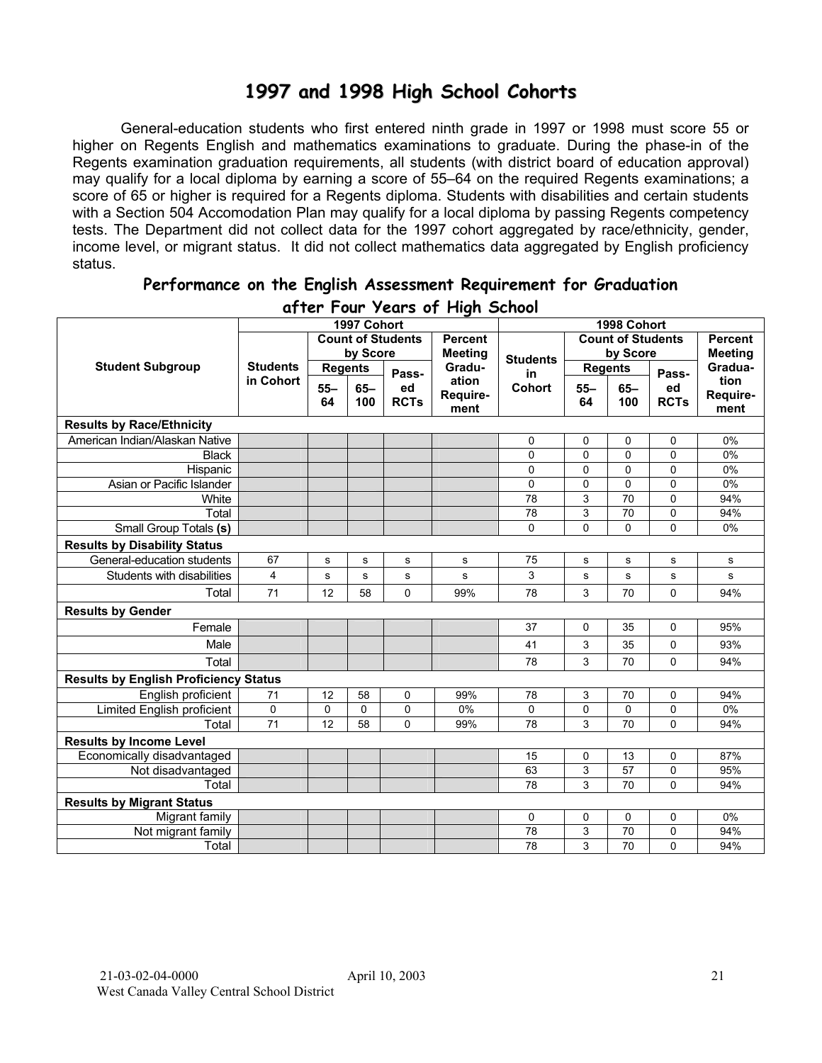# 1997 and 1998 High School Cohorts

General-education students who first entered ninth grade in 1997 or 1998 must score 55 or higher on Regents English and mathematics examinations to graduate. During the phase-in of the Regents examination graduation requirements, all students (with district board of education approval) may qualify for a local diploma by earning a score of 55–64 on the required Regents examinations; a score of 65 or higher is required for a Regents diploma. Students with disabilities and certain students with a Section 504 Accomodation Plan may qualify for a local diploma by passing Regents competency tests. The Department did not collect data for the 1997 cohort aggregated by race/ethnicity, gender, income level, or migrant status. It did not collect mathematics data aggregated by English proficiency status.

## Performance on the English Assessment Requirement for Graduation after Four Years of High School

| Student Subgroup | 1997 Cohort | | | | | 1998 Cohort | | | | |
|---|---|---|---|---|---|---|---|---|---|---|
| | Students in Cohort | Count of Students by Score | | | Percent Meeting Graduation Requirement | Students in Cohort | Count of Students by Score | | | Percent Meeting Graduation Requirement |
| | | Regents | | Passed RCTs | | | Regents | | Passed RCTs | |
| | | 55–64 | 65–100 | | | | 55–64 | 65–100 | | |
| **Results by Race/Ethnicity** | | | | | | | | | | |
| American Indian/Alaskan Native | | | | | | 0 | 0 | 0 | 0 | 0% |
| Black | | | | | | 0 | 0 | 0 | 0 | 0% |
| Hispanic | | | | | | 0 | 0 | 0 | 0 | 0% |
| Asian or Pacific Islander | | | | | | 0 | 0 | 0 | 0 | 0% |
| White | | | | | | 78 | 3 | 70 | 0 | 94% |
| Total | | | | | | 78 | 3 | 70 | 0 | 94% |
| Small Group Totals **(s)** | | | | | | 0 | 0 | 0 | 0 | 0% |
| **Results by Disability Status** | | | | | | | | | | |
| General-education students | 67 | s | s | s | s | 75 | s | s | s | s |
| Students with disabilities | 4 | s | s | s | s | 3 | s | s | s | s |
| Total | 71 | 12 | 58 | 0 | 99% | 78 | 3 | 70 | 0 | 94% |
| **Results by Gender** | | | | | | | | | | |
| Female | | | | | | 37 | 0 | 35 | 0 | 95% |
| Male | | | | | | 41 | 3 | 35 | 0 | 93% |
| Total | | | | | | 78 | 3 | 70 | 0 | 94% |
| **Results by English Proficiency Status** | | | | | | | | | | |
| English proficient | 71 | 12 | 58 | 0 | 99% | 78 | 3 | 70 | 0 | 94% |
| Limited English proficient | 0 | 0 | 0 | 0 | 0% | 0 | 0 | 0 | 0 | 0% |
| Total | 71 | 12 | 58 | 0 | 99% | 78 | 3 | 70 | 0 | 94% |
| **Results by Income Level** | | | | | | | | | | |
| Economically disadvantaged | | | | | | 15 | 0 | 13 | 0 | 87% |
| Not disadvantaged | | | | | | 63 | 3 | 57 | 0 | 95% |
| Total | | | | | | 78 | 3 | 70 | 0 | 94% |
| **Results by Migrant Status** | | | | | | | | | | |
| Migrant family | | | | | | 0 | 0 | 0 | 0 | 0% |
| Not migrant family | | | | | | 78 | 3 | 70 | 0 | 94% |
| Total | | | | | | 78 | 3 | 70 | 0 | 94% |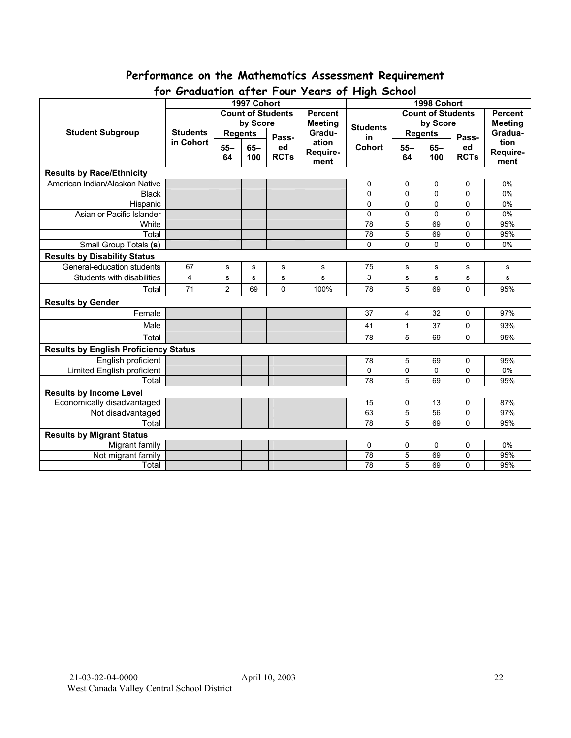## Performance on the Mathematics Assessment Requirement for Graduation after Four Years of High School

| Student Subgroup | 1997 Cohort | | | | | 1998 Cohort | | | | |
|---|---|---|---|---|---|---|---|---|---|---|
| | Students in Cohort | Count of Students by Score | | | Percent Meeting Graduation Requirement | Students in Cohort | Count of Students by Score | | | Percent Meeting Graduation Requirement |
| | | Regents | | Passed RCTs | | | Regents | | Passed RCTs | |
| | | 55–64 | 65–100 | | | | 55–64 | 65–100 | | |
| **Results by Race/Ethnicity** | | | | | | | | | | |
| American Indian/Alaskan Native | | | | | | 0 | 0 | 0 | 0 | 0% |
| Black | | | | | | 0 | 0 | 0 | 0 | 0% |
| Hispanic | | | | | | 0 | 0 | 0 | 0 | 0% |
| Asian or Pacific Islander | | | | | | 0 | 0 | 0 | 0 | 0% |
| White | | | | | | 78 | 5 | 69 | 0 | 95% |
| Total | | | | | | 78 | 5 | 69 | 0 | 95% |
| Small Group Totals **(s)** | | | | | | 0 | 0 | 0 | 0 | 0% |
| **Results by Disability Status** | | | | | | | | | | |
| General-education students | 67 | s | s | s | s | 75 | s | s | s | s |
| Students with disabilities | 4 | s | s | s | s | 3 | s | s | s | s |
| Total | 71 | 2 | 69 | 0 | 100% | 78 | 5 | 69 | 0 | 95% |
| **Results by Gender** | | | | | | | | | | |
| Female | | | | | | 37 | 4 | 32 | 0 | 97% |
| Male | | | | | | 41 | 1 | 37 | 0 | 93% |
| Total | | | | | | 78 | 5 | 69 | 0 | 95% |
| **Results by English Proficiency Status** | | | | | | | | | | |
| English proficient | | | | | | 78 | 5 | 69 | 0 | 95% |
| Limited English proficient | | | | | | 0 | 0 | 0 | 0 | 0% |
| Total | | | | | | 78 | 5 | 69 | 0 | 95% |
| **Results by Income Level** | | | | | | | | | | |
| Economically disadvantaged | | | | | | 15 | 0 | 13 | 0 | 87% |
| Not disadvantaged | | | | | | 63 | 5 | 56 | 0 | 97% |
| Total | | | | | | 78 | 5 | 69 | 0 | 95% |
| **Results by Migrant Status** | | | | | | | | | | |
| Migrant family | | | | | | 0 | 0 | 0 | 0 | 0% |
| Not migrant family | | | | | | 78 | 5 | 69 | 0 | 95% |
| Total | | | | | | 78 | 5 | 69 | 0 | 95% |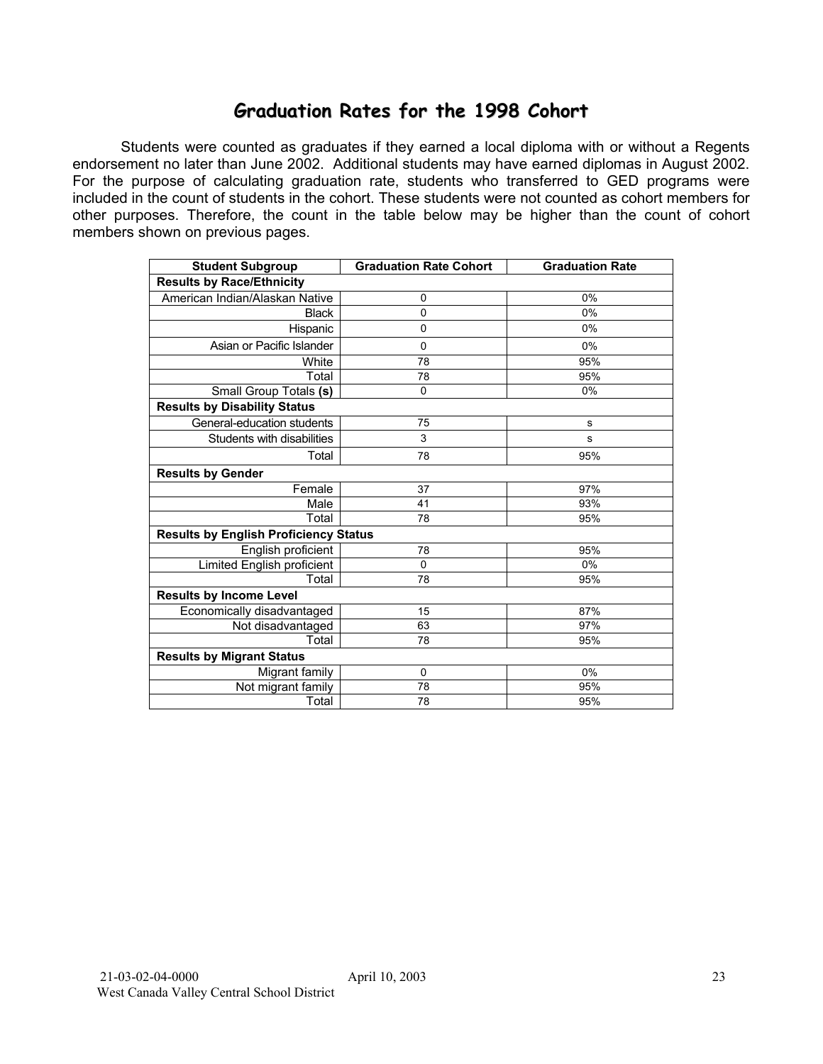## Graduation Rates for the 1998 Cohort

Students were counted as graduates if they earned a local diploma with or without a Regents endorsement no later than June 2002. Additional students may have earned diplomas in August 2002. For the purpose of calculating graduation rate, students who transferred to GED programs were included in the count of students in the cohort. These students were not counted as cohort members for other purposes. Therefore, the count in the table below may be higher than the count of cohort members shown on previous pages.

| Student Subgroup | Graduation Rate Cohort | Graduation Rate |
|---|---|---|
| **Results by Race/Ethnicity** | | |
| American Indian/Alaskan Native | 0 | 0% |
| Black | 0 | 0% |
| Hispanic | 0 | 0% |
| Asian or Pacific Islander | 0 | 0% |
| White | 78 | 95% |
| Total | 78 | 95% |
| Small Group Totals **(s)** | 0 | 0% |
| **Results by Disability Status** | | |
| General-education students | 75 | s |
| Students with disabilities | 3 | s |
| Total | 78 | 95% |
| **Results by Gender** | | |
| Female | 37 | 97% |
| Male | 41 | 93% |
| Total | 78 | 95% |
| **Results by English Proficiency Status** | | |
| English proficient | 78 | 95% |
| Limited English proficient | 0 | 0% |
| Total | 78 | 95% |
| **Results by Income Level** | | |
| Economically disadvantaged | 15 | 87% |
| Not disadvantaged | 63 | 97% |
| Total | 78 | 95% |
| **Results by Migrant Status** | | |
| Migrant family | 0 | 0% |
| Not migrant family | 78 | 95% |
| Total | 78 | 95% |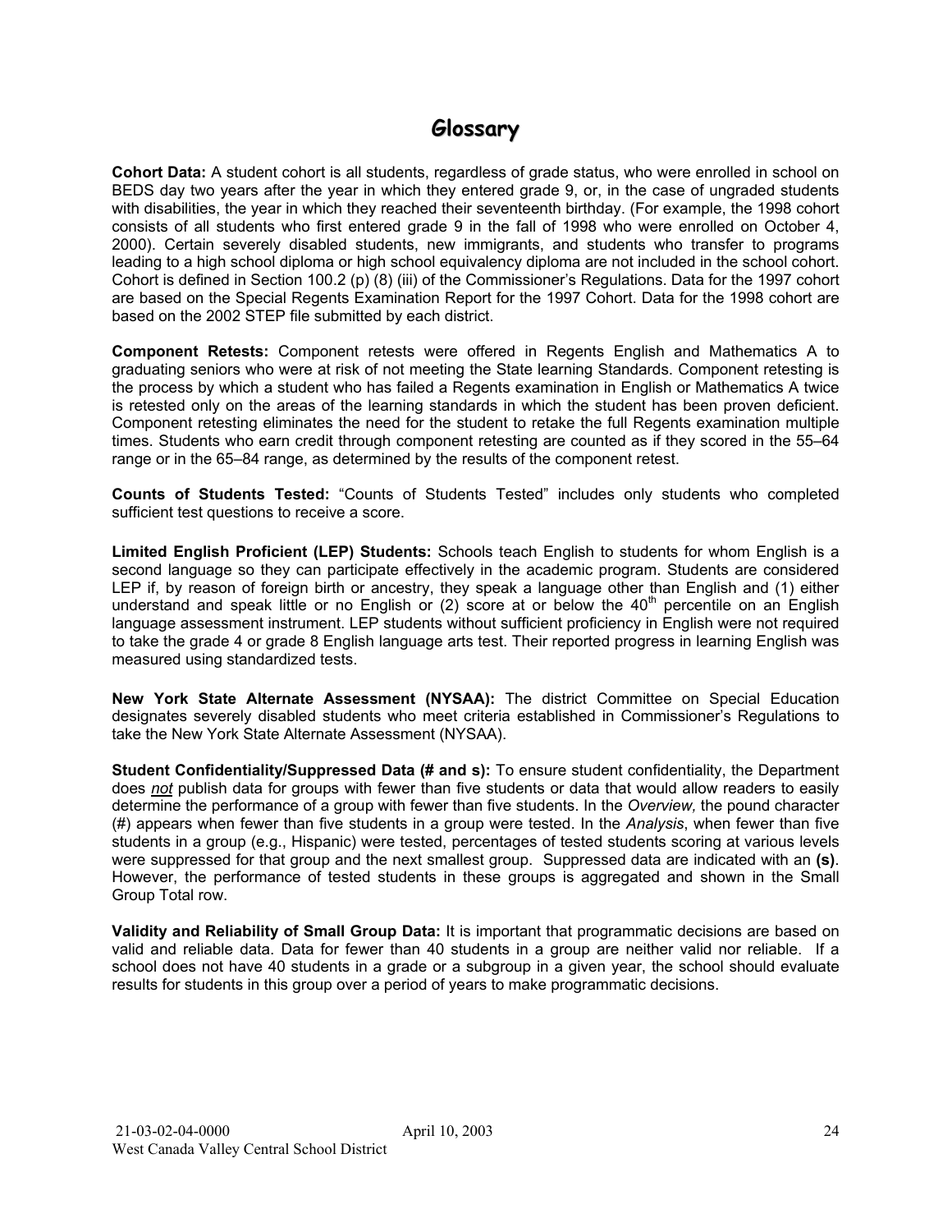# Glossary

**Cohort Data:** A student cohort is all students, regardless of grade status, who were enrolled in school on BEDS day two years after the year in which they entered grade 9, or, in the case of ungraded students with disabilities, the year in which they reached their seventeenth birthday. (For example, the 1998 cohort consists of all students who first entered grade 9 in the fall of 1998 who were enrolled on October 4, 2000). Certain severely disabled students, new immigrants, and students who transfer to programs leading to a high school diploma or high school equivalency diploma are not included in the school cohort. Cohort is defined in Section 100.2 (p) (8) (iii) of the Commissioner's Regulations. Data for the 1997 cohort are based on the Special Regents Examination Report for the 1997 Cohort. Data for the 1998 cohort are based on the 2002 STEP file submitted by each district.

**Component Retests:** Component retests were offered in Regents English and Mathematics A to graduating seniors who were at risk of not meeting the State learning Standards. Component retesting is the process by which a student who has failed a Regents examination in English or Mathematics A twice is retested only on the areas of the learning standards in which the student has been proven deficient. Component retesting eliminates the need for the student to retake the full Regents examination multiple times. Students who earn credit through component retesting are counted as if they scored in the 55–64 range or in the 65–84 range, as determined by the results of the component retest.

**Counts of Students Tested:** "Counts of Students Tested" includes only students who completed sufficient test questions to receive a score.

**Limited English Proficient (LEP) Students:** Schools teach English to students for whom English is a second language so they can participate effectively in the academic program. Students are considered LEP if, by reason of foreign birth or ancestry, they speak a language other than English and (1) either understand and speak little or no English or (2) score at or below the 40th percentile on an English language assessment instrument. LEP students without sufficient proficiency in English were not required to take the grade 4 or grade 8 English language arts test. Their reported progress in learning English was measured using standardized tests.

**New York State Alternate Assessment (NYSAA):** The district Committee on Special Education designates severely disabled students who meet criteria established in Commissioner's Regulations to take the New York State Alternate Assessment (NYSAA).

**Student Confidentiality/Suppressed Data (# and s):** To ensure student confidentiality, the Department does _not_ publish data for groups with fewer than five students or data that would allow readers to easily determine the performance of a group with fewer than five students. In the *Overview,* the pound character (#) appears when fewer than five students in a group were tested. In the *Analysis*, when fewer than five students in a group (e.g., Hispanic) were tested, percentages of tested students scoring at various levels were suppressed for that group and the next smallest group. Suppressed data are indicated with an **(s)**. However, the performance of tested students in these groups is aggregated and shown in the Small Group Total row.

**Validity and Reliability of Small Group Data:** It is important that programmatic decisions are based on valid and reliable data. Data for fewer than 40 students in a group are neither valid nor reliable. If a school does not have 40 students in a grade or a subgroup in a given year, the school should evaluate results for students in this group over a period of years to make programmatic decisions.